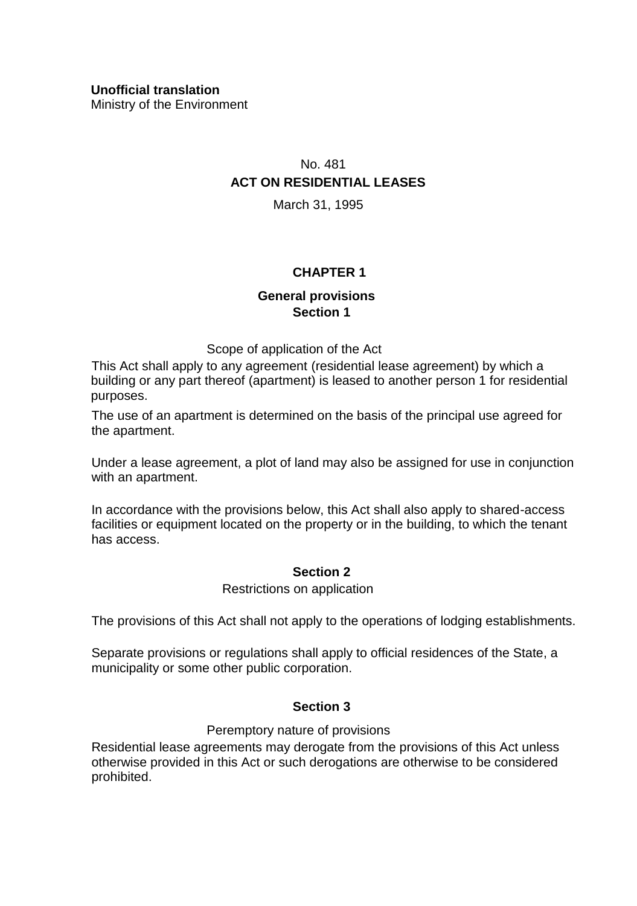**Unofficial translation**
Ministry of the Environment

No. 481

# ACT ON RESIDENTIAL LEASES

March 31, 1995

## CHAPTER 1

### General provisions

#### Section 1

Scope of application of the Act

This Act shall apply to any agreement (residential lease agreement) by which a building or any part thereof (apartment) is leased to another person 1 for residential purposes.

The use of an apartment is determined on the basis of the principal use agreed for the apartment.

Under a lease agreement, a plot of land may also be assigned for use in conjunction with an apartment.

In accordance with the provisions below, this Act shall also apply to shared-access facilities or equipment located on the property or in the building, to which the tenant has access.

#### Section 2

Restrictions on application

The provisions of this Act shall not apply to the operations of lodging establishments.

Separate provisions or regulations shall apply to official residences of the State, a municipality or some other public corporation.

#### Section 3

Peremptory nature of provisions

Residential lease agreements may derogate from the provisions of this Act unless otherwise provided in this Act or such derogations are otherwise to be considered prohibited.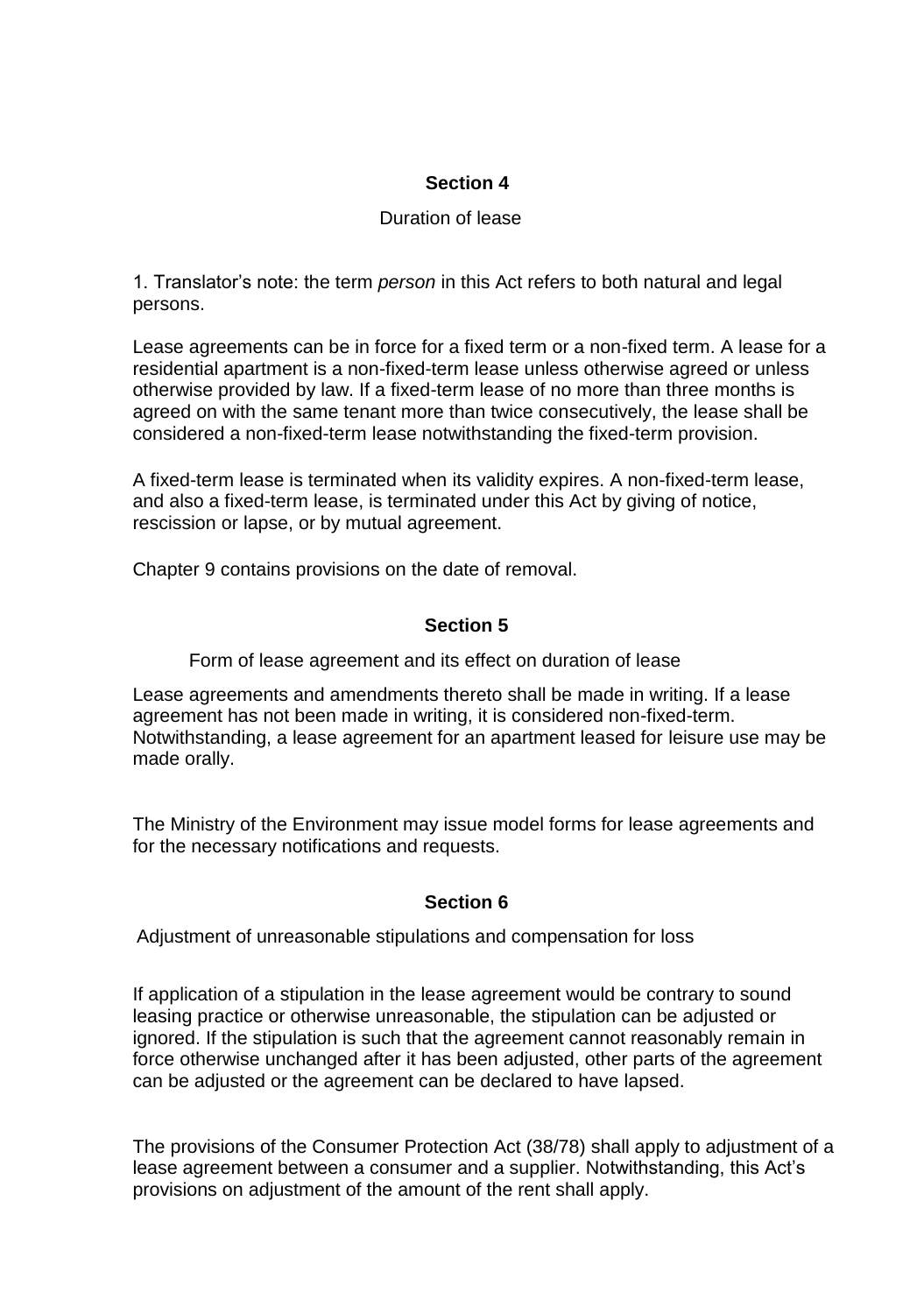## Section 4

Duration of lease

1. Translator's note: the term *person* in this Act refers to both natural and legal persons.

Lease agreements can be in force for a fixed term or a non-fixed term. A lease for a residential apartment is a non-fixed-term lease unless otherwise agreed or unless otherwise provided by law. If a fixed-term lease of no more than three months is agreed on with the same tenant more than twice consecutively, the lease shall be considered a non-fixed-term lease notwithstanding the fixed-term provision.

A fixed-term lease is terminated when its validity expires. A non-fixed-term lease, and also a fixed-term lease, is terminated under this Act by giving of notice, rescission or lapse, or by mutual agreement.

Chapter 9 contains provisions on the date of removal.

## Section 5

Form of lease agreement and its effect on duration of lease

Lease agreements and amendments thereto shall be made in writing. If a lease agreement has not been made in writing, it is considered non-fixed-term. Notwithstanding, a lease agreement for an apartment leased for leisure use may be made orally.

The Ministry of the Environment may issue model forms for lease agreements and for the necessary notifications and requests.

## Section 6

Adjustment of unreasonable stipulations and compensation for loss

If application of a stipulation in the lease agreement would be contrary to sound leasing practice or otherwise unreasonable, the stipulation can be adjusted or ignored. If the stipulation is such that the agreement cannot reasonably remain in force otherwise unchanged after it has been adjusted, other parts of the agreement can be adjusted or the agreement can be declared to have lapsed.

The provisions of the Consumer Protection Act (38/78) shall apply to adjustment of a lease agreement between a consumer and a supplier. Notwithstanding, this Act's provisions on adjustment of the amount of the rent shall apply.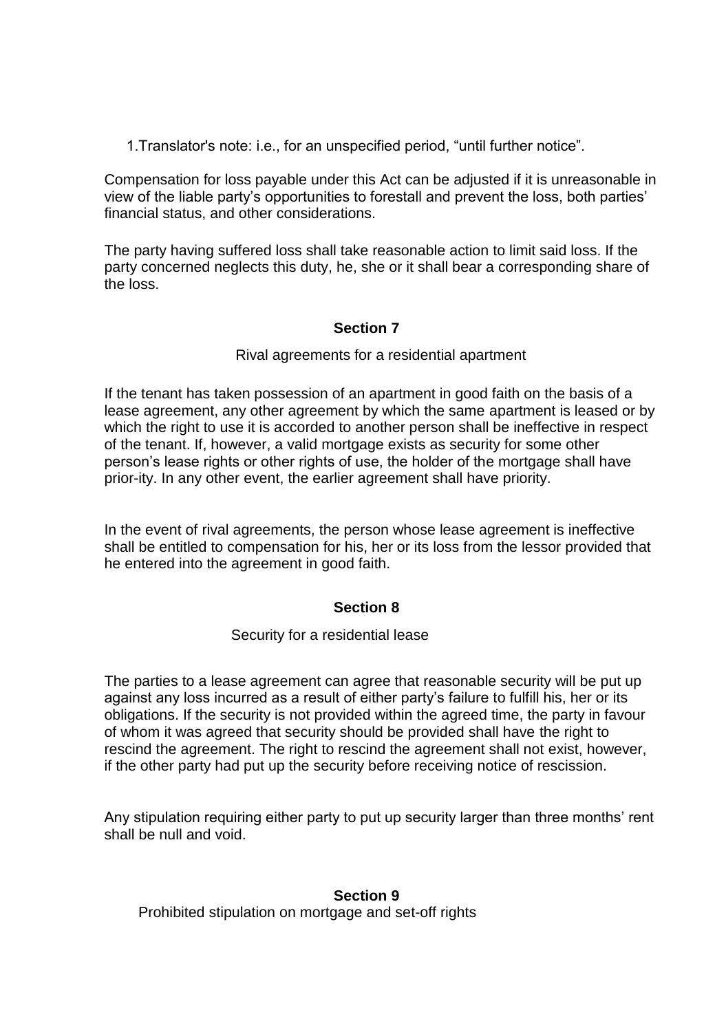1.Translator's note: i.e., for an unspecified period, "until further notice".

Compensation for loss payable under this Act can be adjusted if it is unreasonable in view of the liable party's opportunities to forestall and prevent the loss, both parties' financial status, and other considerations.

The party having suffered loss shall take reasonable action to limit said loss. If the party concerned neglects this duty, he, she or it shall bear a corresponding share of the loss.

## Section 7

Rival agreements for a residential apartment

If the tenant has taken possession of an apartment in good faith on the basis of a lease agreement, any other agreement by which the same apartment is leased or by which the right to use it is accorded to another person shall be ineffective in respect of the tenant. If, however, a valid mortgage exists as security for some other person's lease rights or other rights of use, the holder of the mortgage shall have prior-ity. In any other event, the earlier agreement shall have priority.

In the event of rival agreements, the person whose lease agreement is ineffective shall be entitled to compensation for his, her or its loss from the lessor provided that he entered into the agreement in good faith.

## Section 8

Security for a residential lease

The parties to a lease agreement can agree that reasonable security will be put up against any loss incurred as a result of either party's failure to fulfill his, her or its obligations. If the security is not provided within the agreed time, the party in favour of whom it was agreed that security should be provided shall have the right to rescind the agreement. The right to rescind the agreement shall not exist, however, if the other party had put up the security before receiving notice of rescission.

Any stipulation requiring either party to put up security larger than three months' rent shall be null and void.

## Section 9

Prohibited stipulation on mortgage and set-off rights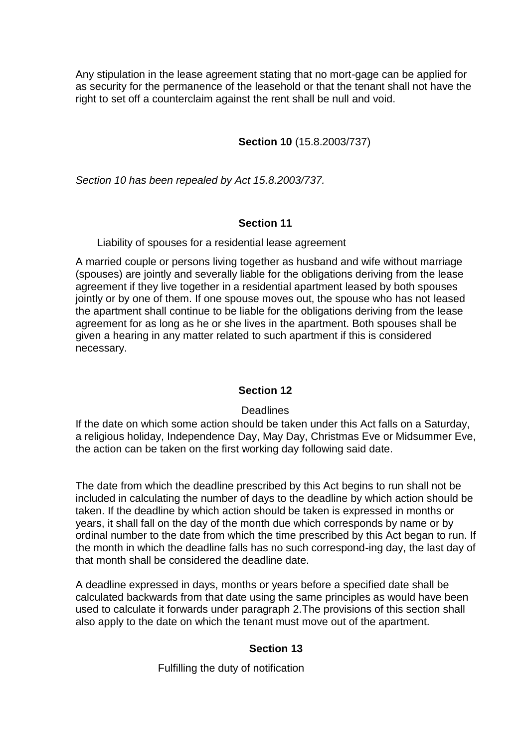Any stipulation in the lease agreement stating that no mort-gage can be applied for as security for the permanence of the leasehold or that the tenant shall not have the right to set off a counterclaim against the rent shall be null and void.

## **Section 10** (15.8.2003/737)

*Section 10 has been repealed by Act 15.8.2003/737.*

## Section 11

Liability of spouses for a residential lease agreement

A married couple or persons living together as husband and wife without marriage (spouses) are jointly and severally liable for the obligations deriving from the lease agreement if they live together in a residential apartment leased by both spouses jointly or by one of them. If one spouse moves out, the spouse who has not leased the apartment shall continue to be liable for the obligations deriving from the lease agreement for as long as he or she lives in the apartment. Both spouses shall be given a hearing in any matter related to such apartment if this is considered necessary.

## Section 12

Deadlines

If the date on which some action should be taken under this Act falls on a Saturday, a religious holiday, Independence Day, May Day, Christmas Eve or Midsummer Eve, the action can be taken on the first working day following said date.

The date from which the deadline prescribed by this Act begins to run shall not be included in calculating the number of days to the deadline by which action should be taken. If the deadline by which action should be taken is expressed in months or years, it shall fall on the day of the month due which corresponds by name or by ordinal number to the date from which the time prescribed by this Act began to run. If the month in which the deadline falls has no such correspond-ing day, the last day of that month shall be considered the deadline date.

A deadline expressed in days, months or years before a specified date shall be calculated backwards from that date using the same principles as would have been used to calculate it forwards under paragraph 2.The provisions of this section shall also apply to the date on which the tenant must move out of the apartment.

## Section 13

Fulfilling the duty of notification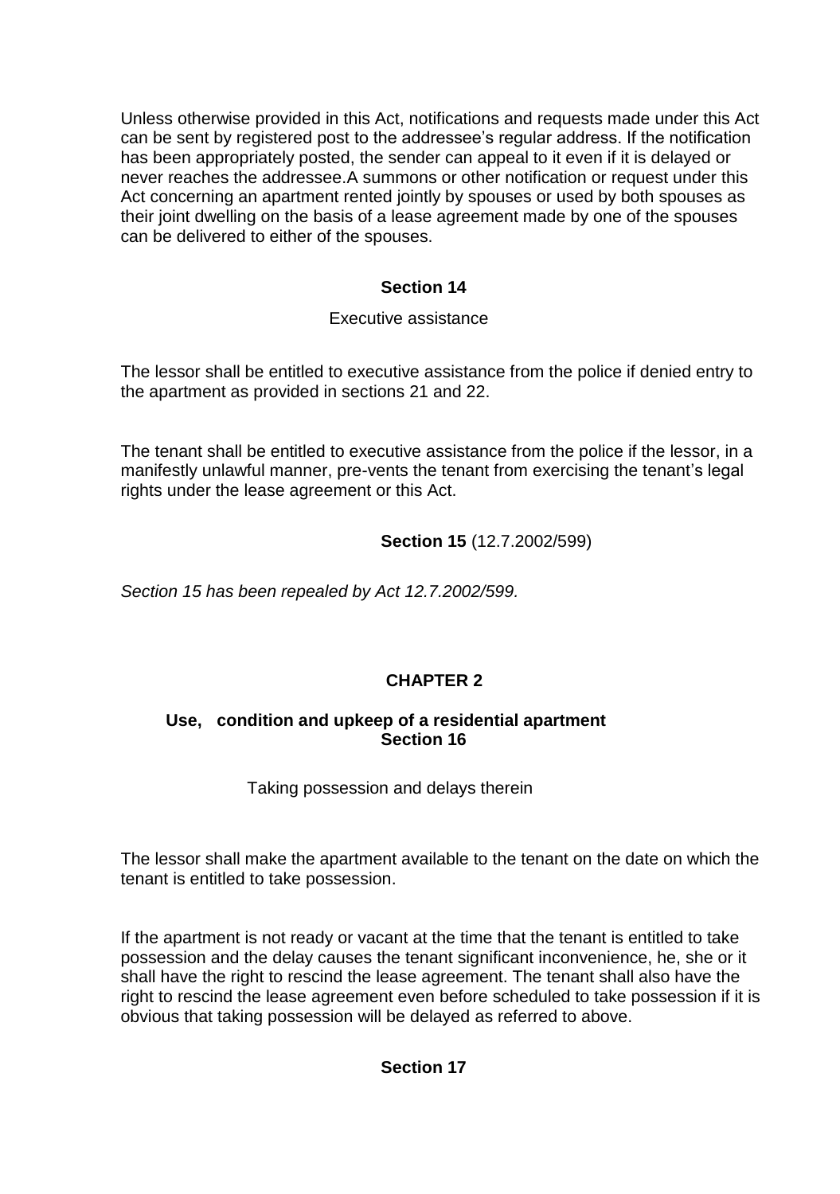Unless otherwise provided in this Act, notifications and requests made under this Act can be sent by registered post to the addressee's regular address. If the notification has been appropriately posted, the sender can appeal to it even if it is delayed or never reaches the addressee.A summons or other notification or request under this Act concerning an apartment rented jointly by spouses or used by both spouses as their joint dwelling on the basis of a lease agreement made by one of the spouses can be delivered to either of the spouses.

### Section 14

Executive assistance

The lessor shall be entitled to executive assistance from the police if denied entry to the apartment as provided in sections 21 and 22.

The tenant shall be entitled to executive assistance from the police if the lessor, in a manifestly unlawful manner, pre-vents the tenant from exercising the tenant's legal rights under the lease agreement or this Act.

### Section 15 (12.7.2002/599)

*Section 15 has been repealed by Act 12.7.2002/599.*

## CHAPTER 2

### Use, condition and upkeep of a residential apartment

### Section 16

Taking possession and delays therein

The lessor shall make the apartment available to the tenant on the date on which the tenant is entitled to take possession.

If the apartment is not ready or vacant at the time that the tenant is entitled to take possession and the delay causes the tenant significant inconvenience, he, she or it shall have the right to rescind the lease agreement. The tenant shall also have the right to rescind the lease agreement even before scheduled to take possession if it is obvious that taking possession will be delayed as referred to above.

### Section 17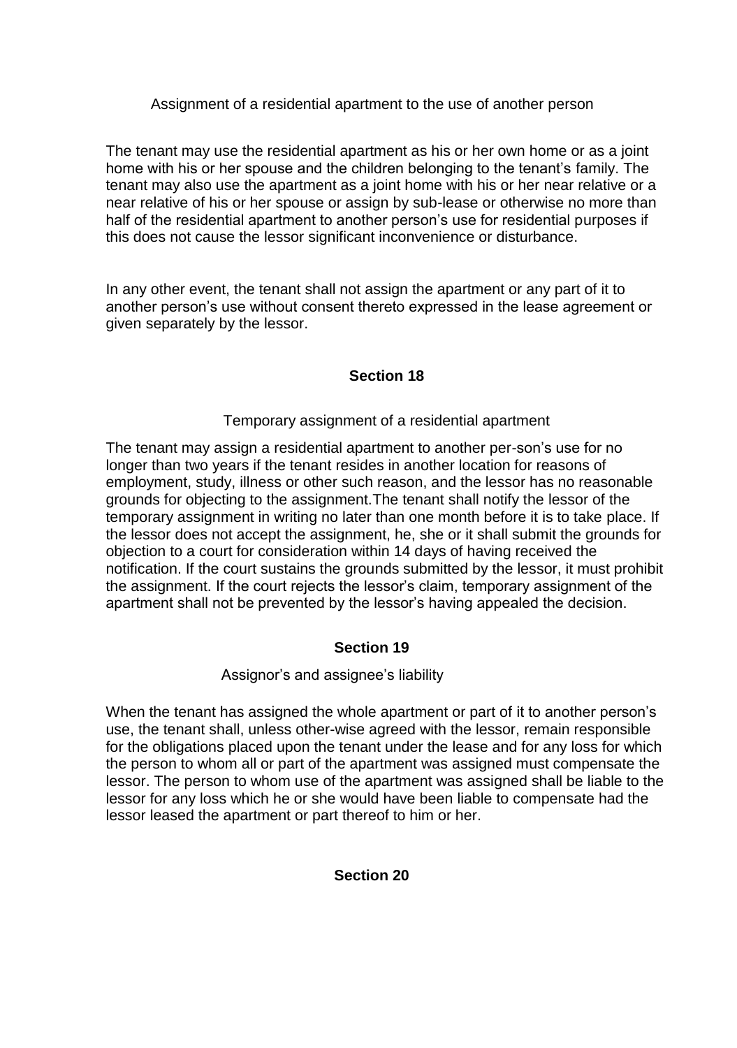Assignment of a residential apartment to the use of another person

The tenant may use the residential apartment as his or her own home or as a joint home with his or her spouse and the children belonging to the tenant's family. The tenant may also use the apartment as a joint home with his or her near relative or a near relative of his or her spouse or assign by sub-lease or otherwise no more than half of the residential apartment to another person's use for residential purposes if this does not cause the lessor significant inconvenience or disturbance.

In any other event, the tenant shall not assign the apartment or any part of it to another person's use without consent thereto expressed in the lease agreement or given separately by the lessor.

### Section 18

Temporary assignment of a residential apartment

The tenant may assign a residential apartment to another per-son's use for no longer than two years if the tenant resides in another location for reasons of employment, study, illness or other such reason, and the lessor has no reasonable grounds for objecting to the assignment.The tenant shall notify the lessor of the temporary assignment in writing no later than one month before it is to take place. If the lessor does not accept the assignment, he, she or it shall submit the grounds for objection to a court for consideration within 14 days of having received the notification. If the court sustains the grounds submitted by the lessor, it must prohibit the assignment. If the court rejects the lessor's claim, temporary assignment of the apartment shall not be prevented by the lessor's having appealed the decision.

### Section 19

Assignor's and assignee's liability

When the tenant has assigned the whole apartment or part of it to another person's use, the tenant shall, unless other-wise agreed with the lessor, remain responsible for the obligations placed upon the tenant under the lease and for any loss for which the person to whom all or part of the apartment was assigned must compensate the lessor. The person to whom use of the apartment was assigned shall be liable to the lessor for any loss which he or she would have been liable to compensate had the lessor leased the apartment or part thereof to him or her.

### Section 20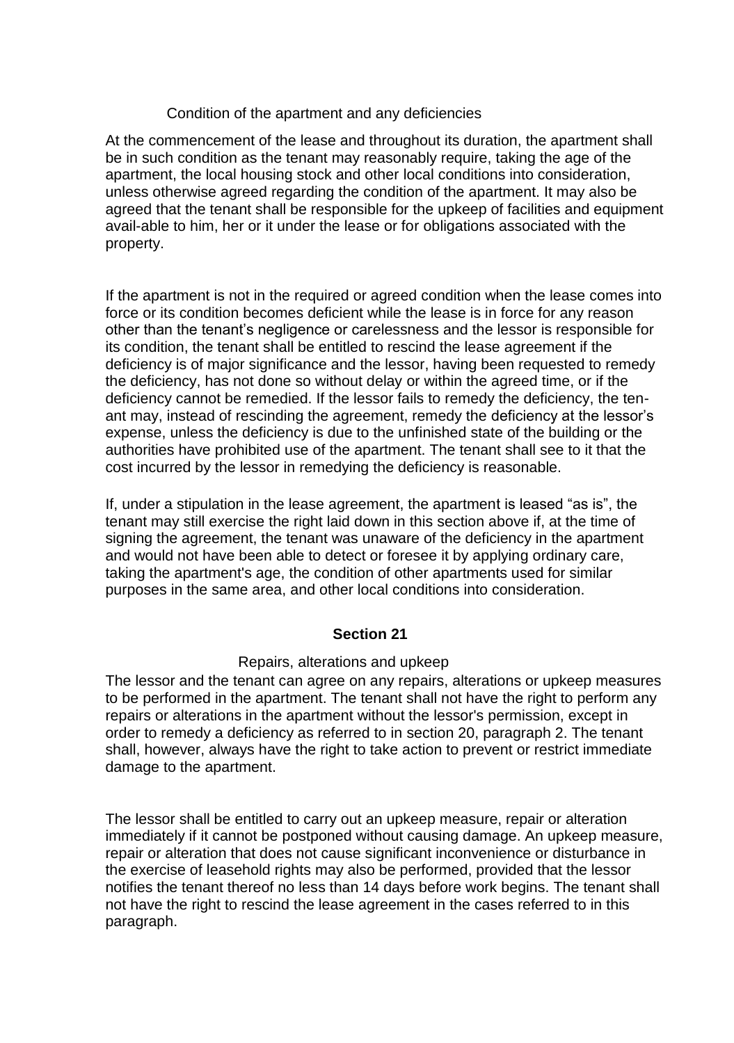Condition of the apartment and any deficiencies

At the commencement of the lease and throughout its duration, the apartment shall be in such condition as the tenant may reasonably require, taking the age of the apartment, the local housing stock and other local conditions into consideration, unless otherwise agreed regarding the condition of the apartment. It may also be agreed that the tenant shall be responsible for the upkeep of facilities and equipment avail-able to him, her or it under the lease or for obligations associated with the property.

If the apartment is not in the required or agreed condition when the lease comes into force or its condition becomes deficient while the lease is in force for any reason other than the tenant's negligence or carelessness and the lessor is responsible for its condition, the tenant shall be entitled to rescind the lease agreement if the deficiency is of major significance and the lessor, having been requested to remedy the deficiency, has not done so without delay or within the agreed time, or if the deficiency cannot be remedied. If the lessor fails to remedy the deficiency, the ten-ant may, instead of rescinding the agreement, remedy the deficiency at the lessor's expense, unless the deficiency is due to the unfinished state of the building or the authorities have prohibited use of the apartment. The tenant shall see to it that the cost incurred by the lessor in remedying the deficiency is reasonable.

If, under a stipulation in the lease agreement, the apartment is leased "as is", the tenant may still exercise the right laid down in this section above if, at the time of signing the agreement, the tenant was unaware of the deficiency in the apartment and would not have been able to detect or foresee it by applying ordinary care, taking the apartment's age, the condition of other apartments used for similar purposes in the same area, and other local conditions into consideration.

## Section 21

Repairs, alterations and upkeep

The lessor and the tenant can agree on any repairs, alterations or upkeep measures to be performed in the apartment. The tenant shall not have the right to perform any repairs or alterations in the apartment without the lessor's permission, except in order to remedy a deficiency as referred to in section 20, paragraph 2. The tenant shall, however, always have the right to take action to prevent or restrict immediate damage to the apartment.

The lessor shall be entitled to carry out an upkeep measure, repair or alteration immediately if it cannot be postponed without causing damage. An upkeep measure, repair or alteration that does not cause significant inconvenience or disturbance in the exercise of leasehold rights may also be performed, provided that the lessor notifies the tenant thereof no less than 14 days before work begins. The tenant shall not have the right to rescind the lease agreement in the cases referred to in this paragraph.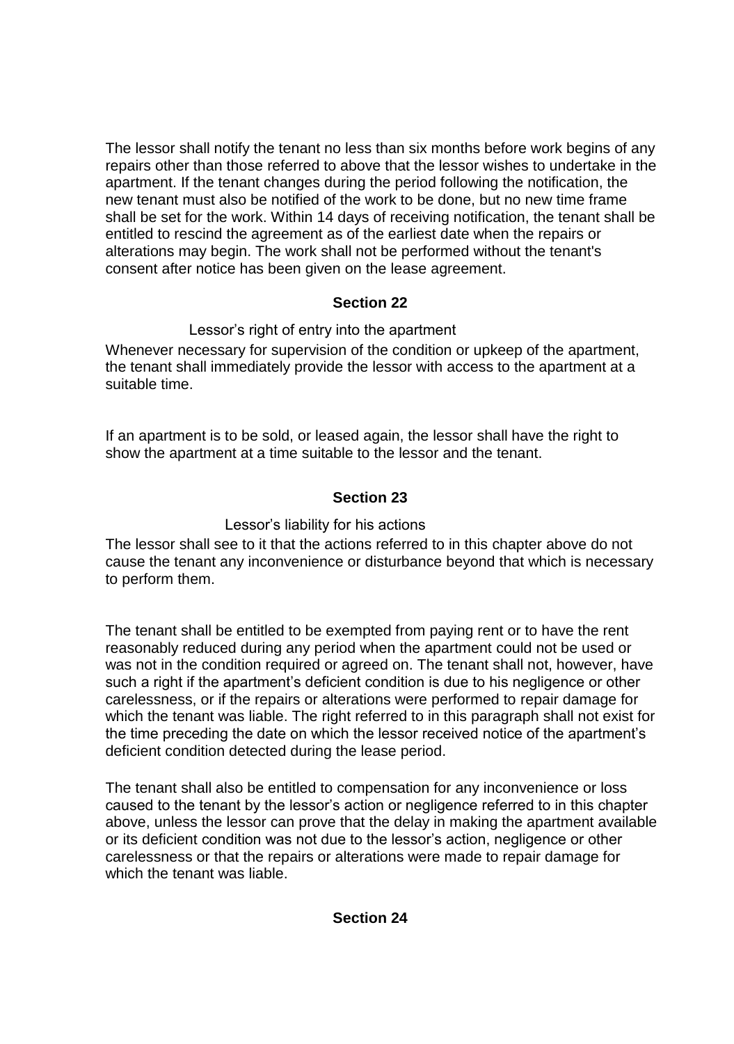The lessor shall notify the tenant no less than six months before work begins of any repairs other than those referred to above that the lessor wishes to undertake in the apartment. If the tenant changes during the period following the notification, the new tenant must also be notified of the work to be done, but no new time frame shall be set for the work. Within 14 days of receiving notification, the tenant shall be entitled to rescind the agreement as of the earliest date when the repairs or alterations may begin. The work shall not be performed without the tenant's consent after notice has been given on the lease agreement.

## Section 22

Lessor's right of entry into the apartment

Whenever necessary for supervision of the condition or upkeep of the apartment, the tenant shall immediately provide the lessor with access to the apartment at a suitable time.

If an apartment is to be sold, or leased again, the lessor shall have the right to show the apartment at a time suitable to the lessor and the tenant.

## Section 23

Lessor's liability for his actions

The lessor shall see to it that the actions referred to in this chapter above do not cause the tenant any inconvenience or disturbance beyond that which is necessary to perform them.

The tenant shall be entitled to be exempted from paying rent or to have the rent reasonably reduced during any period when the apartment could not be used or was not in the condition required or agreed on. The tenant shall not, however, have such a right if the apartment's deficient condition is due to his negligence or other carelessness, or if the repairs or alterations were performed to repair damage for which the tenant was liable. The right referred to in this paragraph shall not exist for the time preceding the date on which the lessor received notice of the apartment's deficient condition detected during the lease period.

The tenant shall also be entitled to compensation for any inconvenience or loss caused to the tenant by the lessor's action or negligence referred to in this chapter above, unless the lessor can prove that the delay in making the apartment available or its deficient condition was not due to the lessor's action, negligence or other carelessness or that the repairs or alterations were made to repair damage for which the tenant was liable.

## Section 24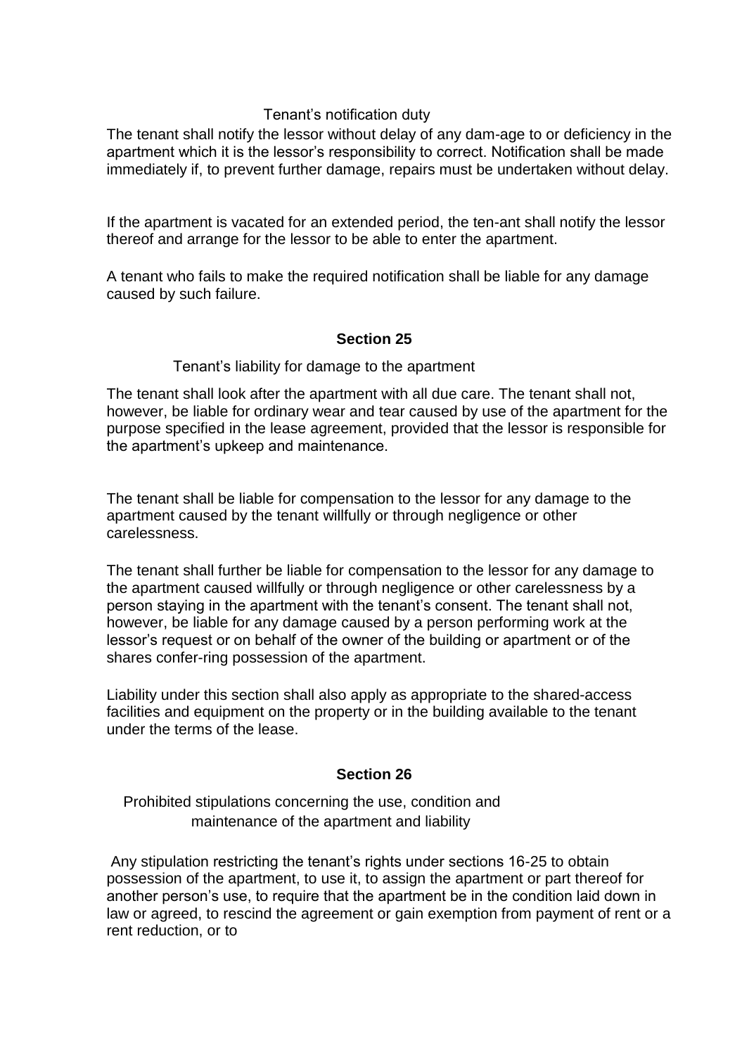Tenant's notification duty

The tenant shall notify the lessor without delay of any dam-age to or deficiency in the apartment which it is the lessor's responsibility to correct. Notification shall be made immediately if, to prevent further damage, repairs must be undertaken without delay.

If the apartment is vacated for an extended period, the ten-ant shall notify the lessor thereof and arrange for the lessor to be able to enter the apartment.

A tenant who fails to make the required notification shall be liable for any damage caused by such failure.

## Section 25

Tenant's liability for damage to the apartment

The tenant shall look after the apartment with all due care. The tenant shall not, however, be liable for ordinary wear and tear caused by use of the apartment for the purpose specified in the lease agreement, provided that the lessor is responsible for the apartment's upkeep and maintenance.

The tenant shall be liable for compensation to the lessor for any damage to the apartment caused by the tenant willfully or through negligence or other carelessness.

The tenant shall further be liable for compensation to the lessor for any damage to the apartment caused willfully or through negligence or other carelessness by a person staying in the apartment with the tenant's consent. The tenant shall not, however, be liable for any damage caused by a person performing work at the lessor's request or on behalf of the owner of the building or apartment or of the shares confer-ring possession of the apartment.

Liability under this section shall also apply as appropriate to the shared-access facilities and equipment on the property or in the building available to the tenant under the terms of the lease.

## Section 26

Prohibited stipulations concerning the use, condition and maintenance of the apartment and liability

Any stipulation restricting the tenant's rights under sections 16-25 to obtain possession of the apartment, to use it, to assign the apartment or part thereof for another person's use, to require that the apartment be in the condition laid down in law or agreed, to rescind the agreement or gain exemption from payment of rent or a rent reduction, or to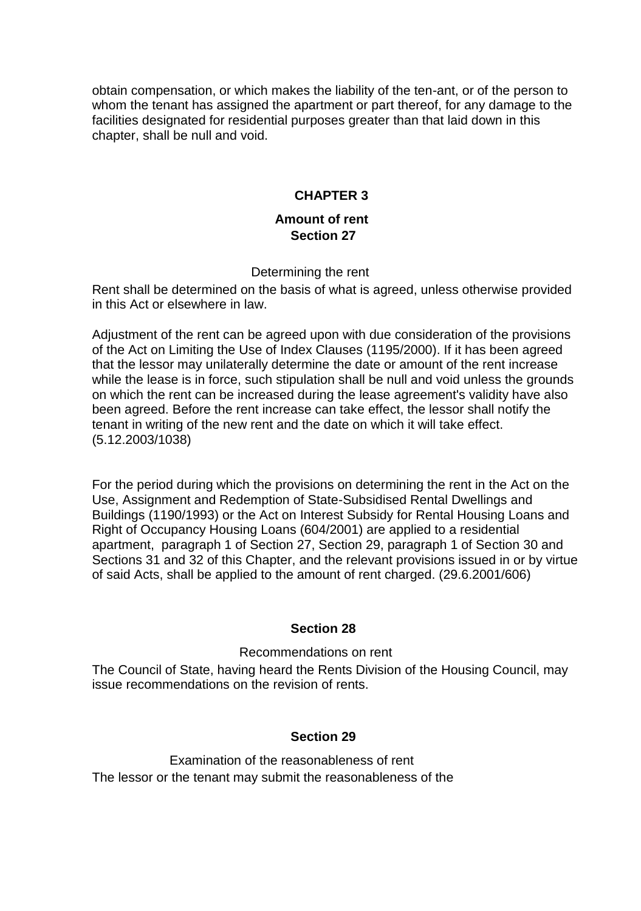obtain compensation, or which makes the liability of the ten-ant, or of the person to whom the tenant has assigned the apartment or part thereof, for any damage to the facilities designated for residential purposes greater than that laid down in this chapter, shall be null and void.

## CHAPTER 3

### Amount of rent

### Section 27

Determining the rent

Rent shall be determined on the basis of what is agreed, unless otherwise provided in this Act or elsewhere in law.

Adjustment of the rent can be agreed upon with due consideration of the provisions of the Act on Limiting the Use of Index Clauses (1195/2000). If it has been agreed that the lessor may unilaterally determine the date or amount of the rent increase while the lease is in force, such stipulation shall be null and void unless the grounds on which the rent can be increased during the lease agreement's validity have also been agreed. Before the rent increase can take effect, the lessor shall notify the tenant in writing of the new rent and the date on which it will take effect. (5.12.2003/1038)

For the period during which the provisions on determining the rent in the Act on the Use, Assignment and Redemption of State-Subsidised Rental Dwellings and Buildings (1190/1993) or the Act on Interest Subsidy for Rental Housing Loans and Right of Occupancy Housing Loans (604/2001) are applied to a residential apartment, paragraph 1 of Section 27, Section 29, paragraph 1 of Section 30 and Sections 31 and 32 of this Chapter, and the relevant provisions issued in or by virtue of said Acts, shall be applied to the amount of rent charged. (29.6.2001/606)

### Section 28

Recommendations on rent

The Council of State, having heard the Rents Division of the Housing Council, may issue recommendations on the revision of rents.

### Section 29

Examination of the reasonableness of rent

The lessor or the tenant may submit the reasonableness of the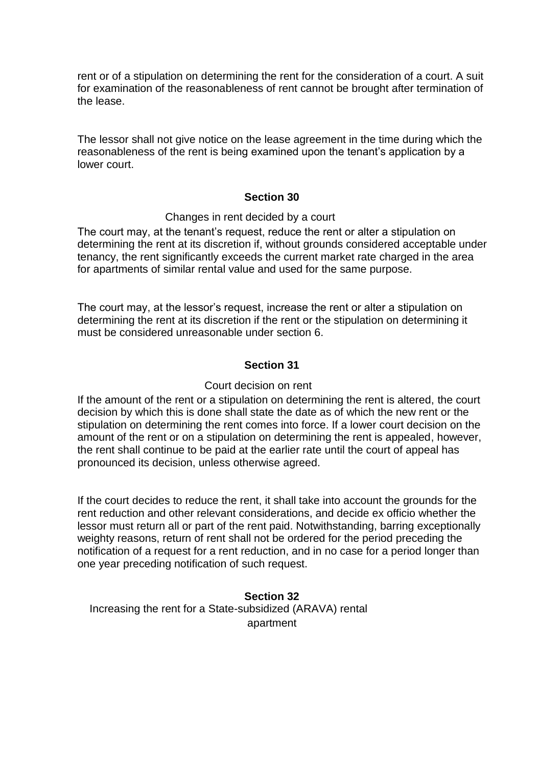rent or of a stipulation on determining the rent for the consideration of a court. A suit for examination of the reasonableness of rent cannot be brought after termination of the lease.

The lessor shall not give notice on the lease agreement in the time during which the reasonableness of the rent is being examined upon the tenant's application by a lower court.

### Section 30

Changes in rent decided by a court

The court may, at the tenant's request, reduce the rent or alter a stipulation on determining the rent at its discretion if, without grounds considered acceptable under tenancy, the rent significantly exceeds the current market rate charged in the area for apartments of similar rental value and used for the same purpose.

The court may, at the lessor's request, increase the rent or alter a stipulation on determining the rent at its discretion if the rent or the stipulation on determining it must be considered unreasonable under section 6.

### Section 31

Court decision on rent

If the amount of the rent or a stipulation on determining the rent is altered, the court decision by which this is done shall state the date as of which the new rent or the stipulation on determining the rent comes into force. If a lower court decision on the amount of the rent or on a stipulation on determining the rent is appealed, however, the rent shall continue to be paid at the earlier rate until the court of appeal has pronounced its decision, unless otherwise agreed.

If the court decides to reduce the rent, it shall take into account the grounds for the rent reduction and other relevant considerations, and decide ex officio whether the lessor must return all or part of the rent paid. Notwithstanding, barring exceptionally weighty reasons, return of rent shall not be ordered for the period preceding the notification of a request for a rent reduction, and in no case for a period longer than one year preceding notification of such request.

### Section 32

Increasing the rent for a State-subsidized (ARAVA) rental apartment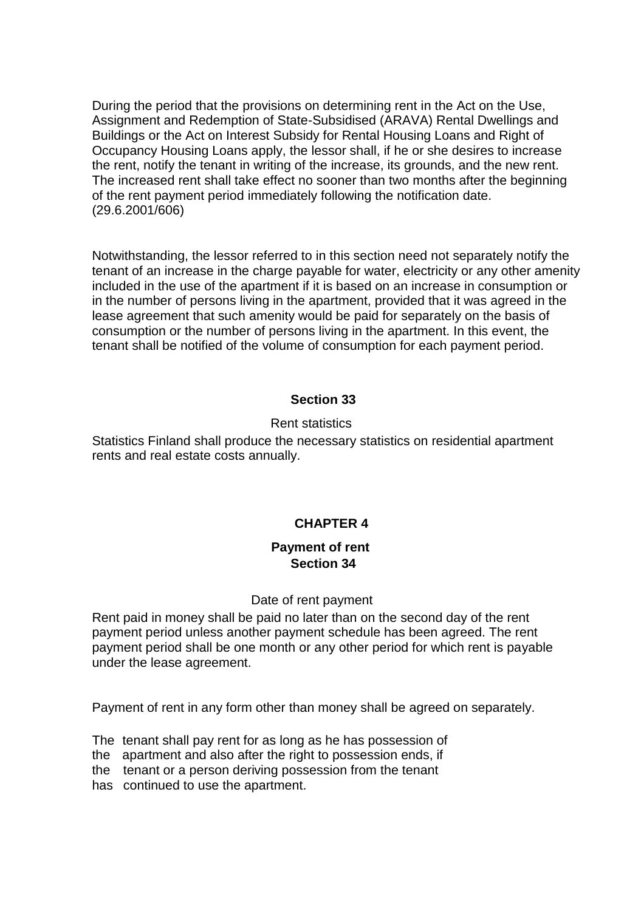During the period that the provisions on determining rent in the Act on the Use, Assignment and Redemption of State-Subsidised (ARAVA) Rental Dwellings and Buildings or the Act on Interest Subsidy for Rental Housing Loans and Right of Occupancy Housing Loans apply, the lessor shall, if he or she desires to increase the rent, notify the tenant in writing of the increase, its grounds, and the new rent. The increased rent shall take effect no sooner than two months after the beginning of the rent payment period immediately following the notification date. (29.6.2001/606)

Notwithstanding, the lessor referred to in this section need not separately notify the tenant of an increase in the charge payable for water, electricity or any other amenity included in the use of the apartment if it is based on an increase in consumption or in the number of persons living in the apartment, provided that it was agreed in the lease agreement that such amenity would be paid for separately on the basis of consumption or the number of persons living in the apartment. In this event, the tenant shall be notified of the volume of consumption for each payment period.

### Section 33

Rent statistics

Statistics Finland shall produce the necessary statistics on residential apartment rents and real estate costs annually.

## CHAPTER 4

### Payment of rent

### Section 34

Date of rent payment

Rent paid in money shall be paid no later than on the second day of the rent payment period unless another payment schedule has been agreed. The rent payment period shall be one month or any other period for which rent is payable under the lease agreement.

Payment of rent in any form other than money shall be agreed on separately.

The tenant shall pay rent for as long as he has possession of the apartment and also after the right to possession ends, if the tenant or a person deriving possession from the tenant has continued to use the apartment.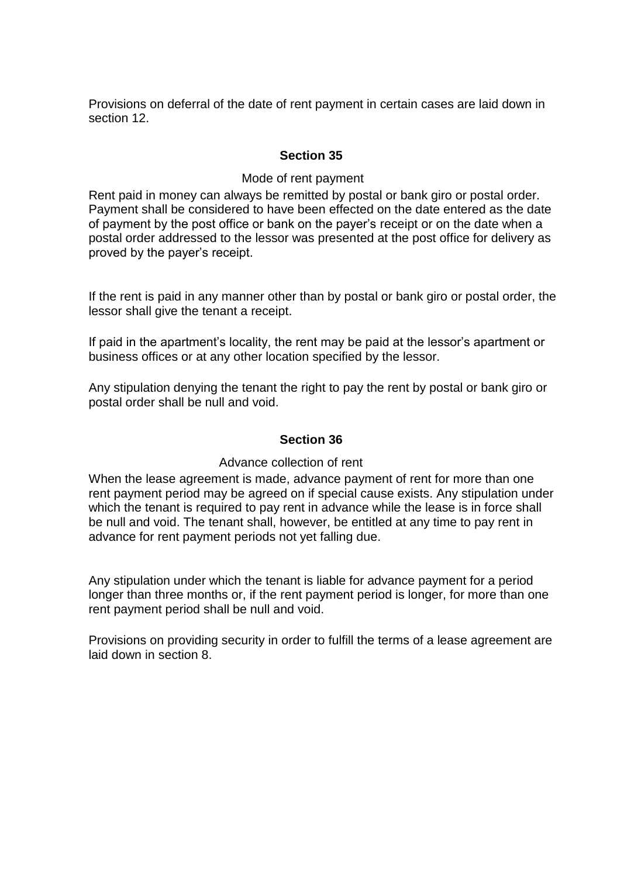Provisions on deferral of the date of rent payment in certain cases are laid down in section 12.

## Section 35

Mode of rent payment

Rent paid in money can always be remitted by postal or bank giro or postal order. Payment shall be considered to have been effected on the date entered as the date of payment by the post office or bank on the payer's receipt or on the date when a postal order addressed to the lessor was presented at the post office for delivery as proved by the payer's receipt.

If the rent is paid in any manner other than by postal or bank giro or postal order, the lessor shall give the tenant a receipt.

If paid in the apartment's locality, the rent may be paid at the lessor's apartment or business offices or at any other location specified by the lessor.

Any stipulation denying the tenant the right to pay the rent by postal or bank giro or postal order shall be null and void.

## Section 36

Advance collection of rent

When the lease agreement is made, advance payment of rent for more than one rent payment period may be agreed on if special cause exists. Any stipulation under which the tenant is required to pay rent in advance while the lease is in force shall be null and void. The tenant shall, however, be entitled at any time to pay rent in advance for rent payment periods not yet falling due.

Any stipulation under which the tenant is liable for advance payment for a period longer than three months or, if the rent payment period is longer, for more than one rent payment period shall be null and void.

Provisions on providing security in order to fulfill the terms of a lease agreement are laid down in section 8.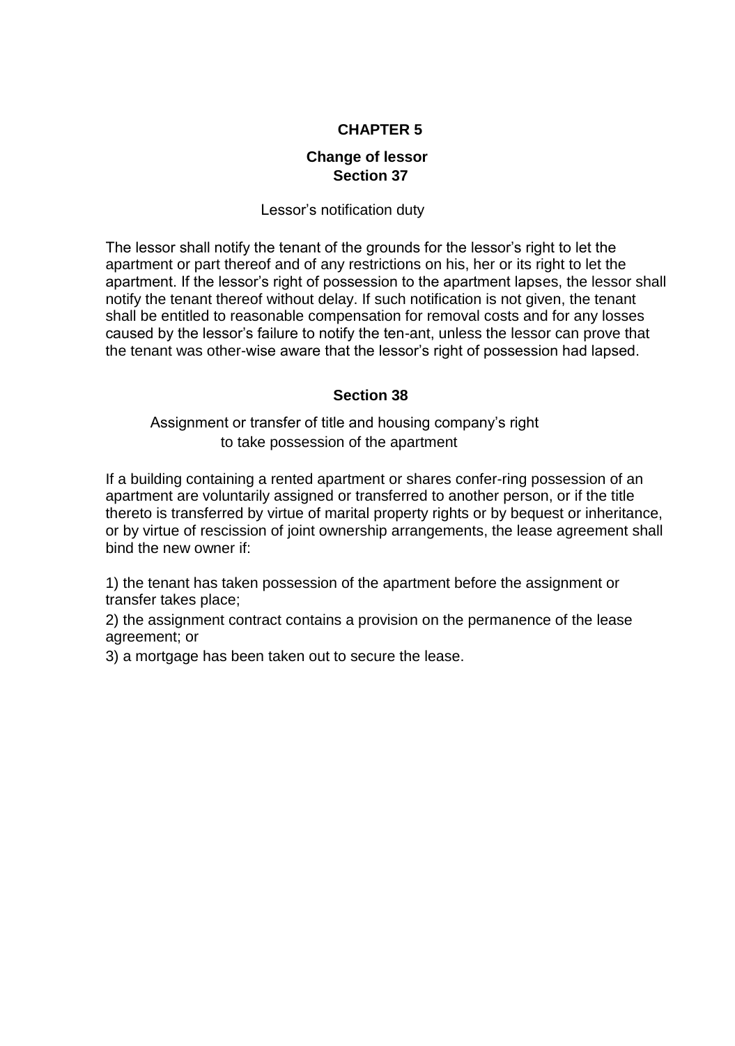## CHAPTER 5

### Change of lessor

### Section 37

Lessor's notification duty

The lessor shall notify the tenant of the grounds for the lessor's right to let the apartment or part thereof and of any restrictions on his, her or its right to let the apartment. If the lessor's right of possession to the apartment lapses, the lessor shall notify the tenant thereof without delay. If such notification is not given, the tenant shall be entitled to reasonable compensation for removal costs and for any losses caused by the lessor's failure to notify the ten-ant, unless the lessor can prove that the tenant was other-wise aware that the lessor's right of possession had lapsed.

### Section 38

Assignment or transfer of title and housing company's right to take possession of the apartment

If a building containing a rented apartment or shares confer-ring possession of an apartment are voluntarily assigned or transferred to another person, or if the title thereto is transferred by virtue of marital property rights or by bequest or inheritance, or by virtue of rescission of joint ownership arrangements, the lease agreement shall bind the new owner if:

1) the tenant has taken possession of the apartment before the assignment or transfer takes place;

2) the assignment contract contains a provision on the permanence of the lease agreement; or

3) a mortgage has been taken out to secure the lease.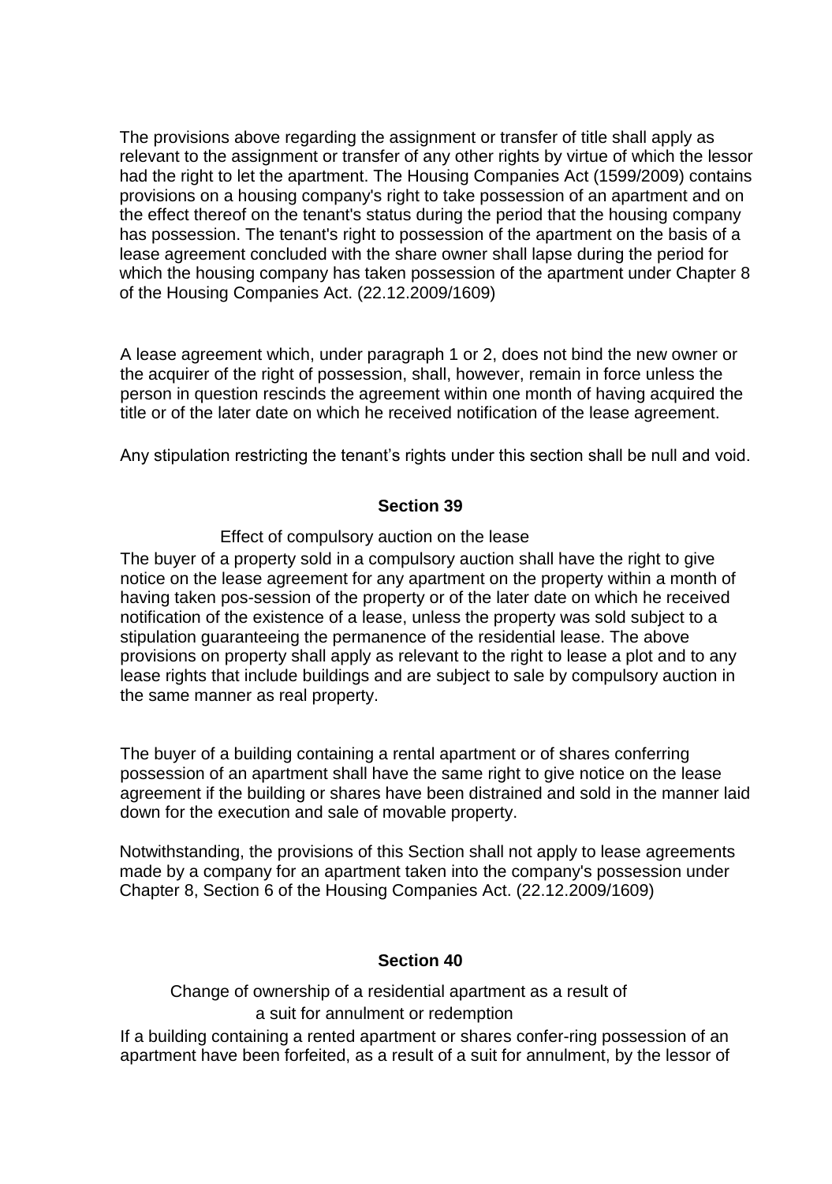The provisions above regarding the assignment or transfer of title shall apply as relevant to the assignment or transfer of any other rights by virtue of which the lessor had the right to let the apartment. The Housing Companies Act (1599/2009) contains provisions on a housing company's right to take possession of an apartment and on the effect thereof on the tenant's status during the period that the housing company has possession. The tenant's right to possession of the apartment on the basis of a lease agreement concluded with the share owner shall lapse during the period for which the housing company has taken possession of the apartment under Chapter 8 of the Housing Companies Act. (22.12.2009/1609)

A lease agreement which, under paragraph 1 or 2, does not bind the new owner or the acquirer of the right of possession, shall, however, remain in force unless the person in question rescinds the agreement within one month of having acquired the title or of the later date on which he received notification of the lease agreement.

Any stipulation restricting the tenant’s rights under this section shall be null and void.

## Section 39

Effect of compulsory auction on the lease

The buyer of a property sold in a compulsory auction shall have the right to give notice on the lease agreement for any apartment on the property within a month of having taken pos-session of the property or of the later date on which he received notification of the existence of a lease, unless the property was sold subject to a stipulation guaranteeing the permanence of the residential lease. The above provisions on property shall apply as relevant to the right to lease a plot and to any lease rights that include buildings and are subject to sale by compulsory auction in the same manner as real property.

The buyer of a building containing a rental apartment or of shares conferring possession of an apartment shall have the same right to give notice on the lease agreement if the building or shares have been distrained and sold in the manner laid down for the execution and sale of movable property.

Notwithstanding, the provisions of this Section shall not apply to lease agreements made by a company for an apartment taken into the company's possession under Chapter 8, Section 6 of the Housing Companies Act. (22.12.2009/1609)

## Section 40

Change of ownership of a residential apartment as a result of a suit for annulment or redemption

If a building containing a rented apartment or shares confer-ring possession of an apartment have been forfeited, as a result of a suit for annulment, by the lessor of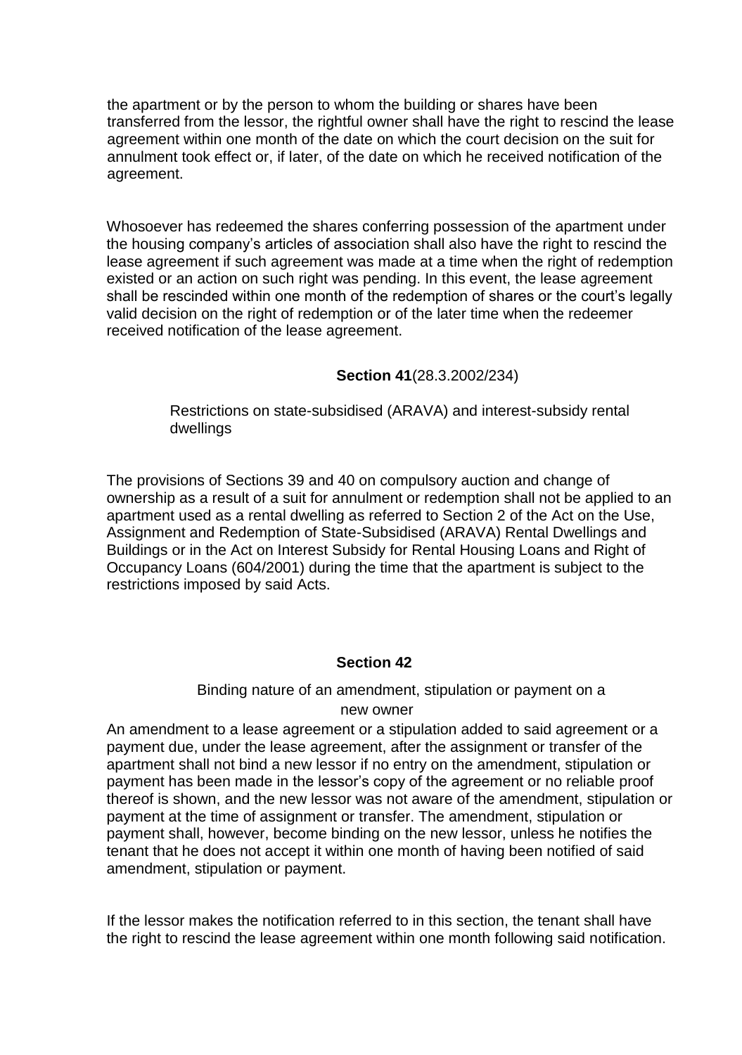the apartment or by the person to whom the building or shares have been transferred from the lessor, the rightful owner shall have the right to rescind the lease agreement within one month of the date on which the court decision on the suit for annulment took effect or, if later, of the date on which he received notification of the agreement.

Whosoever has redeemed the shares conferring possession of the apartment under the housing company's articles of association shall also have the right to rescind the lease agreement if such agreement was made at a time when the right of redemption existed or an action on such right was pending. In this event, the lease agreement shall be rescinded within one month of the redemption of shares or the court's legally valid decision on the right of redemption or of the later time when the redeemer received notification of the lease agreement.

### **Section 41** (28.3.2002/234)

Restrictions on state-subsidised (ARAVA) and interest-subsidy rental dwellings

The provisions of Sections 39 and 40 on compulsory auction and change of ownership as a result of a suit for annulment or redemption shall not be applied to an apartment used as a rental dwelling as referred to Section 2 of the Act on the Use, Assignment and Redemption of State-Subsidised (ARAVA) Rental Dwellings and Buildings or in the Act on Interest Subsidy for Rental Housing Loans and Right of Occupancy Loans (604/2001) during the time that the apartment is subject to the restrictions imposed by said Acts.

### **Section 42**

Binding nature of an amendment, stipulation or payment on a new owner

An amendment to a lease agreement or a stipulation added to said agreement or a payment due, under the lease agreement, after the assignment or transfer of the apartment shall not bind a new lessor if no entry on the amendment, stipulation or payment has been made in the lessor's copy of the agreement or no reliable proof thereof is shown, and the new lessor was not aware of the amendment, stipulation or payment at the time of assignment or transfer. The amendment, stipulation or payment shall, however, become binding on the new lessor, unless he notifies the tenant that he does not accept it within one month of having been notified of said amendment, stipulation or payment.

If the lessor makes the notification referred to in this section, the tenant shall have the right to rescind the lease agreement within one month following said notification.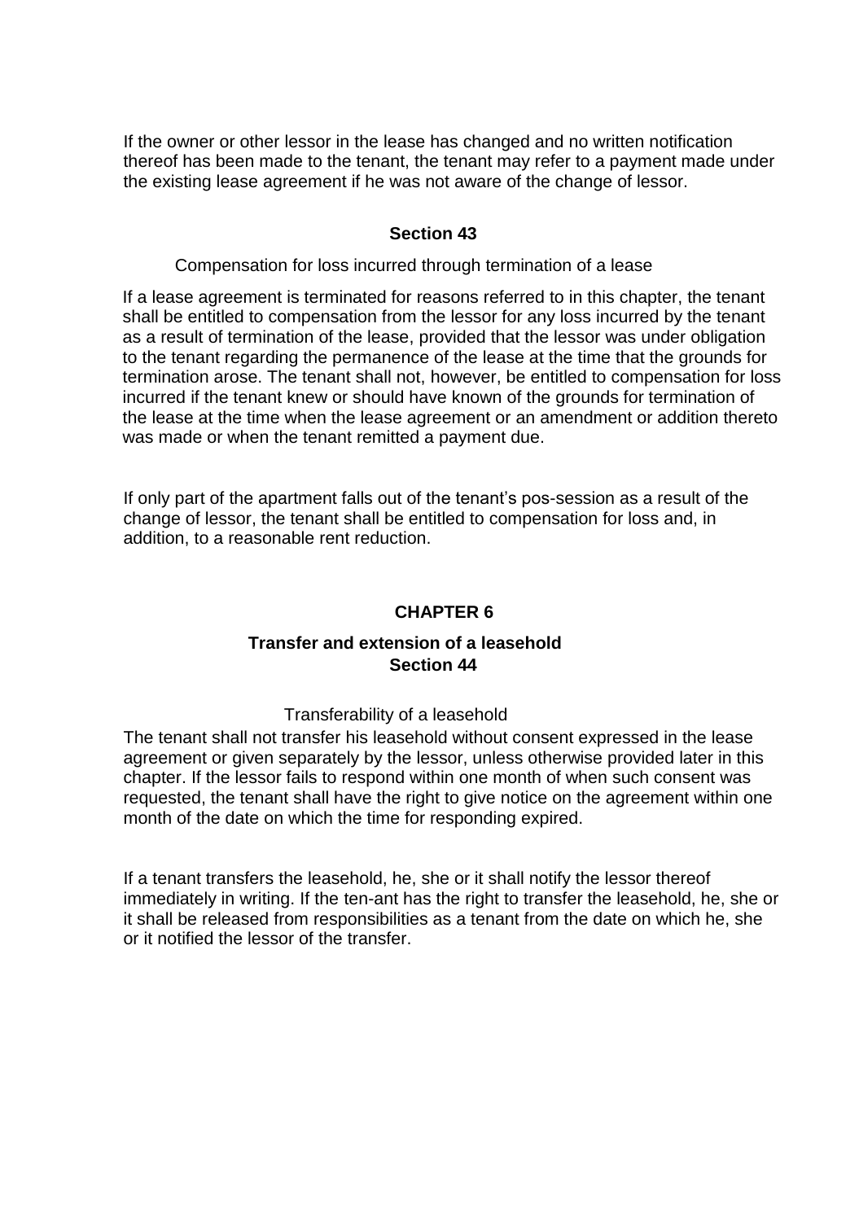If the owner or other lessor in the lease has changed and no written notification thereof has been made to the tenant, the tenant may refer to a payment made under the existing lease agreement if he was not aware of the change of lessor.

## Section 43

Compensation for loss incurred through termination of a lease

If a lease agreement is terminated for reasons referred to in this chapter, the tenant shall be entitled to compensation from the lessor for any loss incurred by the tenant as a result of termination of the lease, provided that the lessor was under obligation to the tenant regarding the permanence of the lease at the time that the grounds for termination arose. The tenant shall not, however, be entitled to compensation for loss incurred if the tenant knew or should have known of the grounds for termination of the lease at the time when the lease agreement or an amendment or addition thereto was made or when the tenant remitted a payment due.

If only part of the apartment falls out of the tenant's pos-session as a result of the change of lessor, the tenant shall be entitled to compensation for loss and, in addition, to a reasonable rent reduction.

# CHAPTER 6

## Transfer and extension of a leasehold

## Section 44

Transferability of a leasehold

The tenant shall not transfer his leasehold without consent expressed in the lease agreement or given separately by the lessor, unless otherwise provided later in this chapter. If the lessor fails to respond within one month of when such consent was requested, the tenant shall have the right to give notice on the agreement within one month of the date on which the time for responding expired.

If a tenant transfers the leasehold, he, she or it shall notify the lessor thereof immediately in writing. If the ten-ant has the right to transfer the leasehold, he, she or it shall be released from responsibilities as a tenant from the date on which he, she or it notified the lessor of the transfer.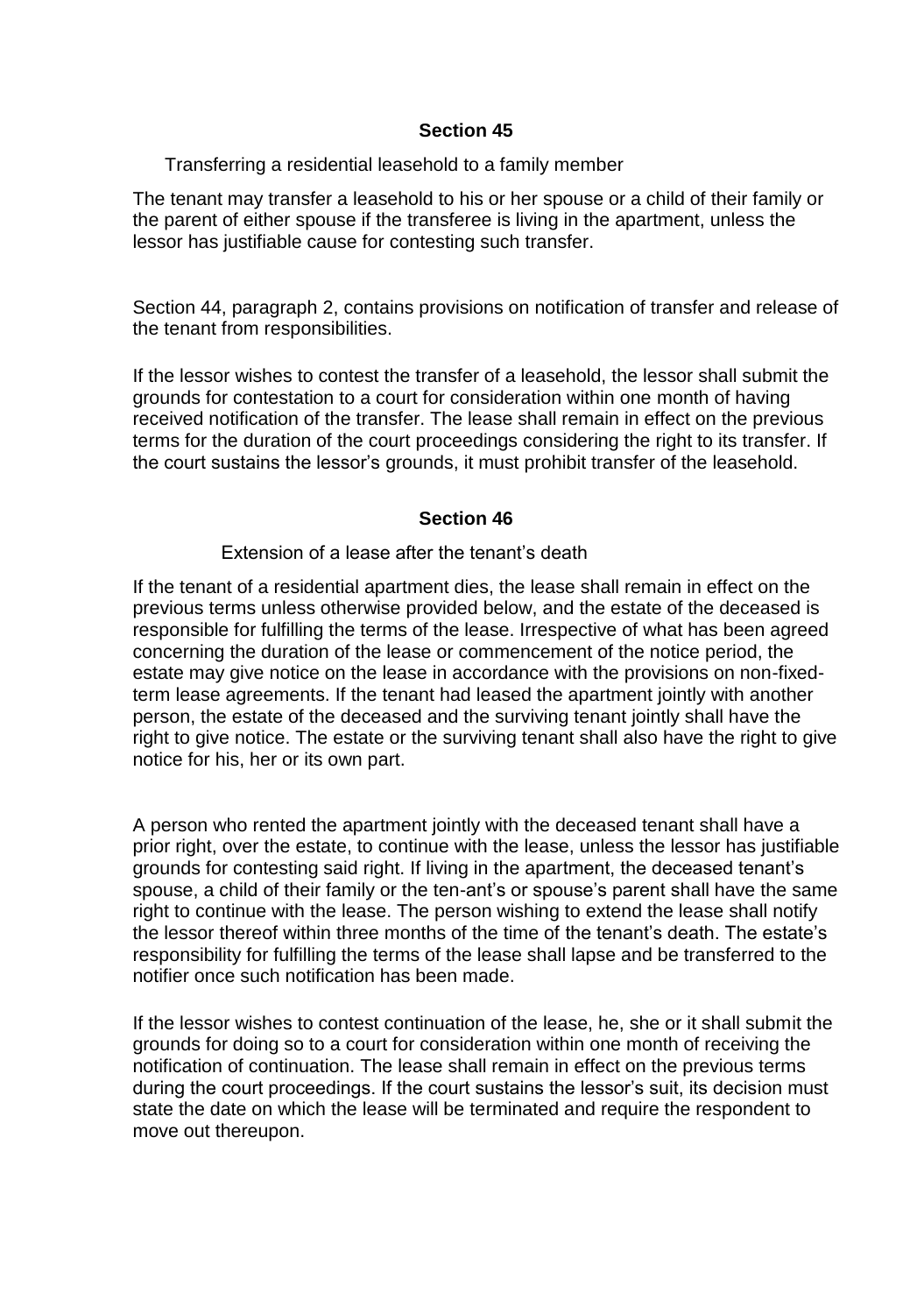## Section 45

Transferring a residential leasehold to a family member

The tenant may transfer a leasehold to his or her spouse or a child of their family or the parent of either spouse if the transferee is living in the apartment, unless the lessor has justifiable cause for contesting such transfer.

Section 44, paragraph 2, contains provisions on notification of transfer and release of the tenant from responsibilities.

If the lessor wishes to contest the transfer of a leasehold, the lessor shall submit the grounds for contestation to a court for consideration within one month of having received notification of the transfer. The lease shall remain in effect on the previous terms for the duration of the court proceedings considering the right to its transfer. If the court sustains the lessor's grounds, it must prohibit transfer of the leasehold.

## Section 46

Extension of a lease after the tenant's death

If the tenant of a residential apartment dies, the lease shall remain in effect on the previous terms unless otherwise provided below, and the estate of the deceased is responsible for fulfilling the terms of the lease. Irrespective of what has been agreed concerning the duration of the lease or commencement of the notice period, the estate may give notice on the lease in accordance with the provisions on non-fixed-term lease agreements. If the tenant had leased the apartment jointly with another person, the estate of the deceased and the surviving tenant jointly shall have the right to give notice. The estate or the surviving tenant shall also have the right to give notice for his, her or its own part.

A person who rented the apartment jointly with the deceased tenant shall have a prior right, over the estate, to continue with the lease, unless the lessor has justifiable grounds for contesting said right. If living in the apartment, the deceased tenant's spouse, a child of their family or the ten-ant's or spouse's parent shall have the same right to continue with the lease. The person wishing to extend the lease shall notify the lessor thereof within three months of the time of the tenant's death. The estate's responsibility for fulfilling the terms of the lease shall lapse and be transferred to the notifier once such notification has been made.

If the lessor wishes to contest continuation of the lease, he, she or it shall submit the grounds for doing so to a court for consideration within one month of receiving the notification of continuation. The lease shall remain in effect on the previous terms during the court proceedings. If the court sustains the lessor's suit, its decision must state the date on which the lease will be terminated and require the respondent to move out thereupon.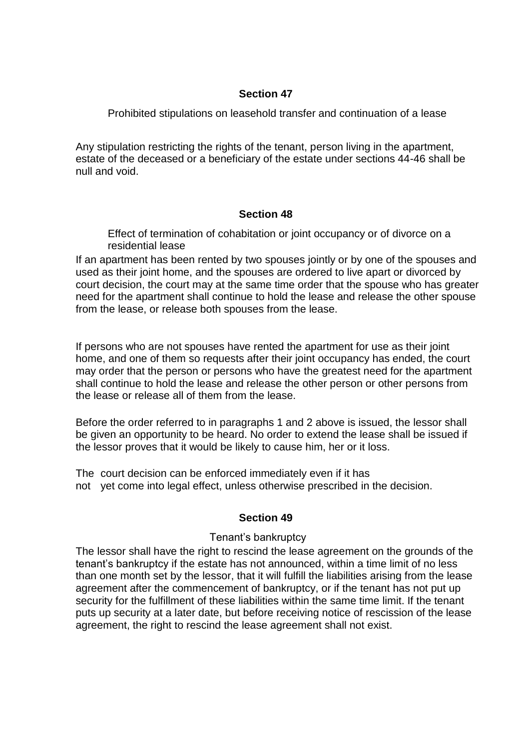## Section 47

Prohibited stipulations on leasehold transfer and continuation of a lease

Any stipulation restricting the rights of the tenant, person living in the apartment, estate of the deceased or a beneficiary of the estate under sections 44-46 shall be null and void.

## Section 48

Effect of termination of cohabitation or joint occupancy or of divorce on a residential lease

If an apartment has been rented by two spouses jointly or by one of the spouses and used as their joint home, and the spouses are ordered to live apart or divorced by court decision, the court may at the same time order that the spouse who has greater need for the apartment shall continue to hold the lease and release the other spouse from the lease, or release both spouses from the lease.

If persons who are not spouses have rented the apartment for use as their joint home, and one of them so requests after their joint occupancy has ended, the court may order that the person or persons who have the greatest need for the apartment shall continue to hold the lease and release the other person or other persons from the lease or release all of them from the lease.

Before the order referred to in paragraphs 1 and 2 above is issued, the lessor shall be given an opportunity to be heard. No order to extend the lease shall be issued if the lessor proves that it would be likely to cause him, her or it loss.

The court decision can be enforced immediately even if it has not yet come into legal effect, unless otherwise prescribed in the decision.

## Section 49

Tenant's bankruptcy

The lessor shall have the right to rescind the lease agreement on the grounds of the tenant's bankruptcy if the estate has not announced, within a time limit of no less than one month set by the lessor, that it will fulfill the liabilities arising from the lease agreement after the commencement of bankruptcy, or if the tenant has not put up security for the fulfillment of these liabilities within the same time limit. If the tenant puts up security at a later date, but before receiving notice of rescission of the lease agreement, the right to rescind the lease agreement shall not exist.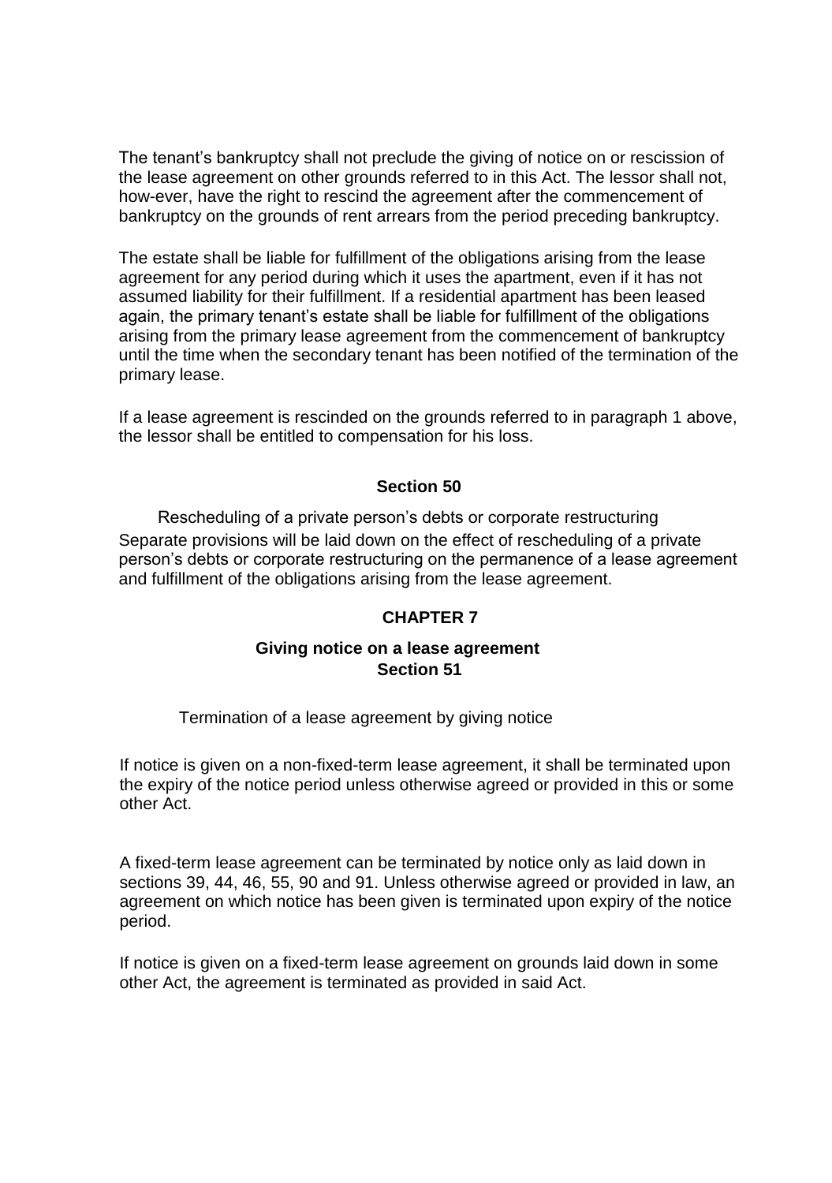The tenant's bankruptcy shall not preclude the giving of notice on or rescission of the lease agreement on other grounds referred to in this Act. The lessor shall not, how-ever, have the right to rescind the agreement after the commencement of bankruptcy on the grounds of rent arrears from the period preceding bankruptcy.

The estate shall be liable for fulfillment of the obligations arising from the lease agreement for any period during which it uses the apartment, even if it has not assumed liability for their fulfillment. If a residential apartment has been leased again, the primary tenant's estate shall be liable for fulfillment of the obligations arising from the primary lease agreement from the commencement of bankruptcy until the time when the secondary tenant has been notified of the termination of the primary lease.

If a lease agreement is rescinded on the grounds referred to in paragraph 1 above, the lessor shall be entitled to compensation for his loss.

**Section 50**

Rescheduling of a private person's debts or corporate restructuring

Separate provisions will be laid down on the effect of rescheduling of a private person's debts or corporate restructuring on the permanence of a lease agreement and fulfillment of the obligations arising from the lease agreement.

## CHAPTER 7

### Giving notice on a lease agreement

**Section 51**

Termination of a lease agreement by giving notice

If notice is given on a non-fixed-term lease agreement, it shall be terminated upon the expiry of the notice period unless otherwise agreed or provided in this or some other Act.

A fixed-term lease agreement can be terminated by notice only as laid down in sections 39, 44, 46, 55, 90 and 91. Unless otherwise agreed or provided in law, an agreement on which notice has been given is terminated upon expiry of the notice period.

If notice is given on a fixed-term lease agreement on grounds laid down in some other Act, the agreement is terminated as provided in said Act.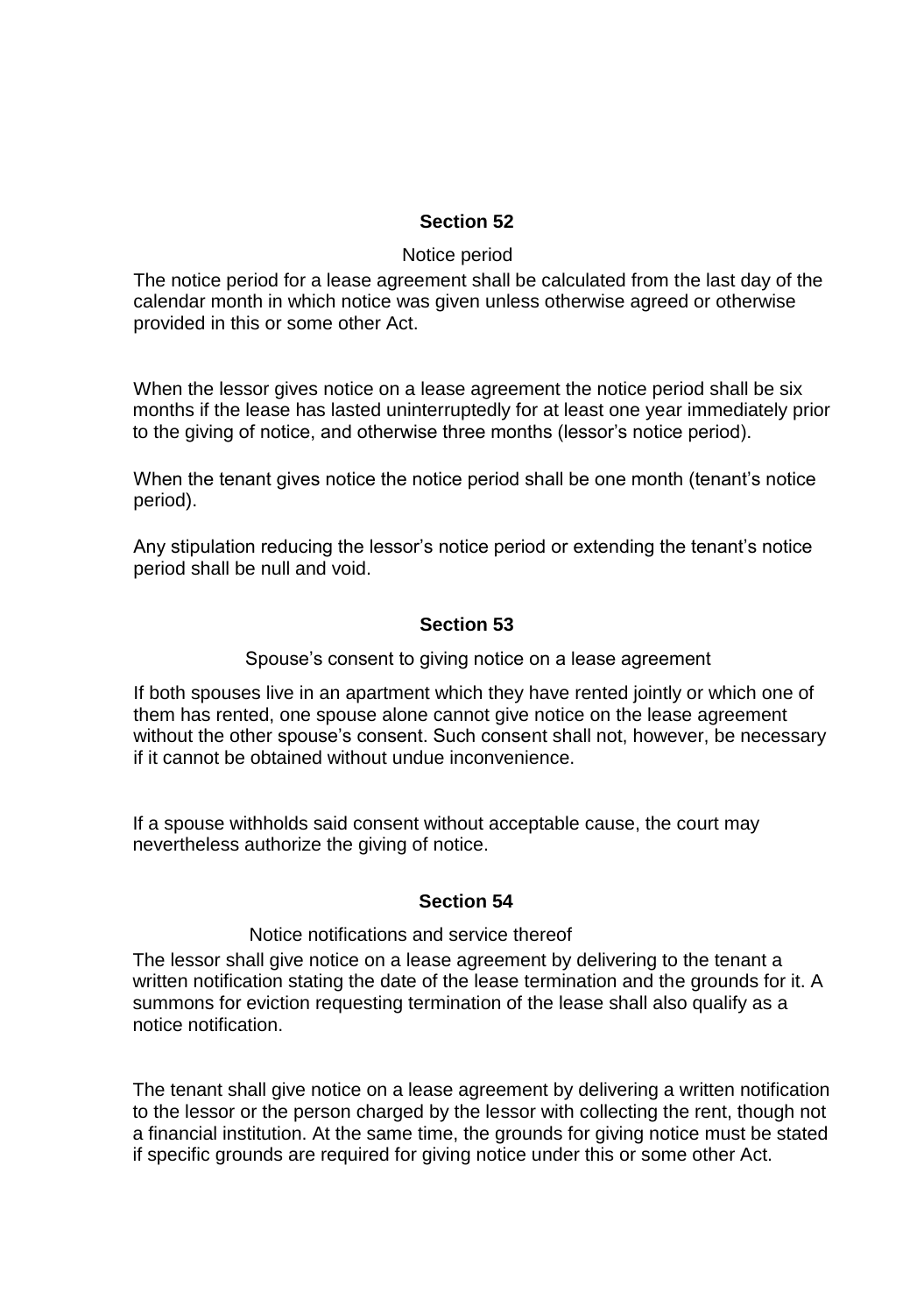## Section 52

Notice period

The notice period for a lease agreement shall be calculated from the last day of the calendar month in which notice was given unless otherwise agreed or otherwise provided in this or some other Act.

When the lessor gives notice on a lease agreement the notice period shall be six months if the lease has lasted uninterruptedly for at least one year immediately prior to the giving of notice, and otherwise three months (lessor's notice period).

When the tenant gives notice the notice period shall be one month (tenant's notice period).

Any stipulation reducing the lessor's notice period or extending the tenant's notice period shall be null and void.

## Section 53

Spouse's consent to giving notice on a lease agreement

If both spouses live in an apartment which they have rented jointly or which one of them has rented, one spouse alone cannot give notice on the lease agreement without the other spouse's consent. Such consent shall not, however, be necessary if it cannot be obtained without undue inconvenience.

If a spouse withholds said consent without acceptable cause, the court may nevertheless authorize the giving of notice.

## Section 54

Notice notifications and service thereof

The lessor shall give notice on a lease agreement by delivering to the tenant a written notification stating the date of the lease termination and the grounds for it. A summons for eviction requesting termination of the lease shall also qualify as a notice notification.

The tenant shall give notice on a lease agreement by delivering a written notification to the lessor or the person charged by the lessor with collecting the rent, though not a financial institution. At the same time, the grounds for giving notice must be stated if specific grounds are required for giving notice under this or some other Act.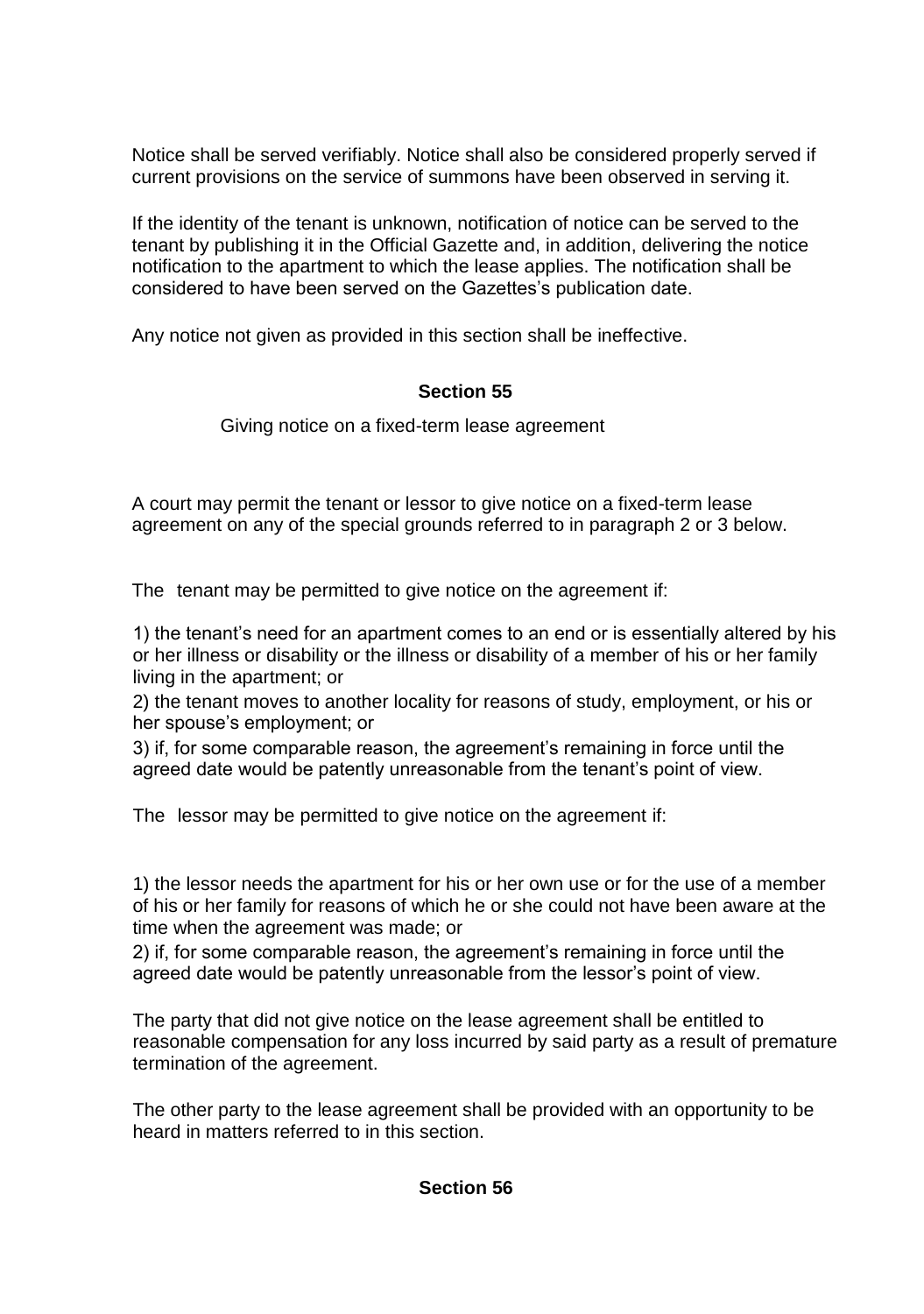Notice shall be served verifiably. Notice shall also be considered properly served if current provisions on the service of summons have been observed in serving it.

If the identity of the tenant is unknown, notification of notice can be served to the tenant by publishing it in the Official Gazette and, in addition, delivering the notice notification to the apartment to which the lease applies. The notification shall be considered to have been served on the Gazettes's publication date.

Any notice not given as provided in this section shall be ineffective.

## Section 55

Giving notice on a fixed-term lease agreement

A court may permit the tenant or lessor to give notice on a fixed-term lease agreement on any of the special grounds referred to in paragraph 2 or 3 below.

The tenant may be permitted to give notice on the agreement if:

1) the tenant's need for an apartment comes to an end or is essentially altered by his or her illness or disability or the illness or disability of a member of his or her family living in the apartment; or
2) the tenant moves to another locality for reasons of study, employment, or his or her spouse's employment; or
3) if, for some comparable reason, the agreement's remaining in force until the agreed date would be patently unreasonable from the tenant's point of view.

The lessor may be permitted to give notice on the agreement if:

1) the lessor needs the apartment for his or her own use or for the use of a member of his or her family for reasons of which he or she could not have been aware at the time when the agreement was made; or
2) if, for some comparable reason, the agreement's remaining in force until the agreed date would be patently unreasonable from the lessor's point of view.

The party that did not give notice on the lease agreement shall be entitled to reasonable compensation for any loss incurred by said party as a result of premature termination of the agreement.

The other party to the lease agreement shall be provided with an opportunity to be heard in matters referred to in this section.

## Section 56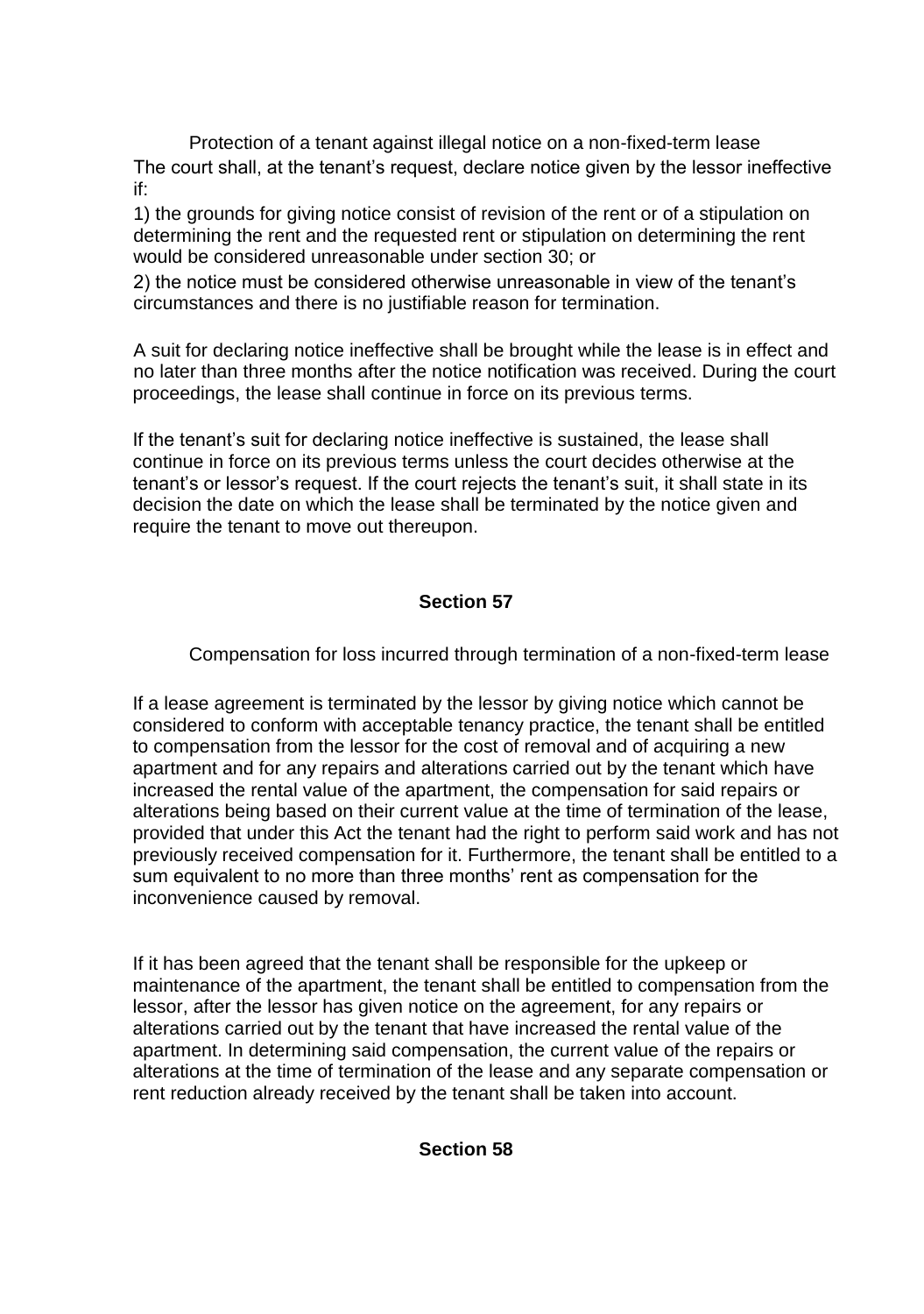Protection of a tenant against illegal notice on a non-fixed-term lease

The court shall, at the tenant's request, declare notice given by the lessor ineffective if:

1) the grounds for giving notice consist of revision of the rent or of a stipulation on determining the rent and the requested rent or stipulation on determining the rent would be considered unreasonable under section 30; or

2) the notice must be considered otherwise unreasonable in view of the tenant's circumstances and there is no justifiable reason for termination.

A suit for declaring notice ineffective shall be brought while the lease is in effect and no later than three months after the notice notification was received. During the court proceedings, the lease shall continue in force on its previous terms.

If the tenant's suit for declaring notice ineffective is sustained, the lease shall continue in force on its previous terms unless the court decides otherwise at the tenant's or lessor's request. If the court rejects the tenant's suit, it shall state in its decision the date on which the lease shall be terminated by the notice given and require the tenant to move out thereupon.

## Section 57

Compensation for loss incurred through termination of a non-fixed-term lease

If a lease agreement is terminated by the lessor by giving notice which cannot be considered to conform with acceptable tenancy practice, the tenant shall be entitled to compensation from the lessor for the cost of removal and of acquiring a new apartment and for any repairs and alterations carried out by the tenant which have increased the rental value of the apartment, the compensation for said repairs or alterations being based on their current value at the time of termination of the lease, provided that under this Act the tenant had the right to perform said work and has not previously received compensation for it. Furthermore, the tenant shall be entitled to a sum equivalent to no more than three months' rent as compensation for the inconvenience caused by removal.

If it has been agreed that the tenant shall be responsible for the upkeep or maintenance of the apartment, the tenant shall be entitled to compensation from the lessor, after the lessor has given notice on the agreement, for any repairs or alterations carried out by the tenant that have increased the rental value of the apartment. In determining said compensation, the current value of the repairs or alterations at the time of termination of the lease and any separate compensation or rent reduction already received by the tenant shall be taken into account.

## Section 58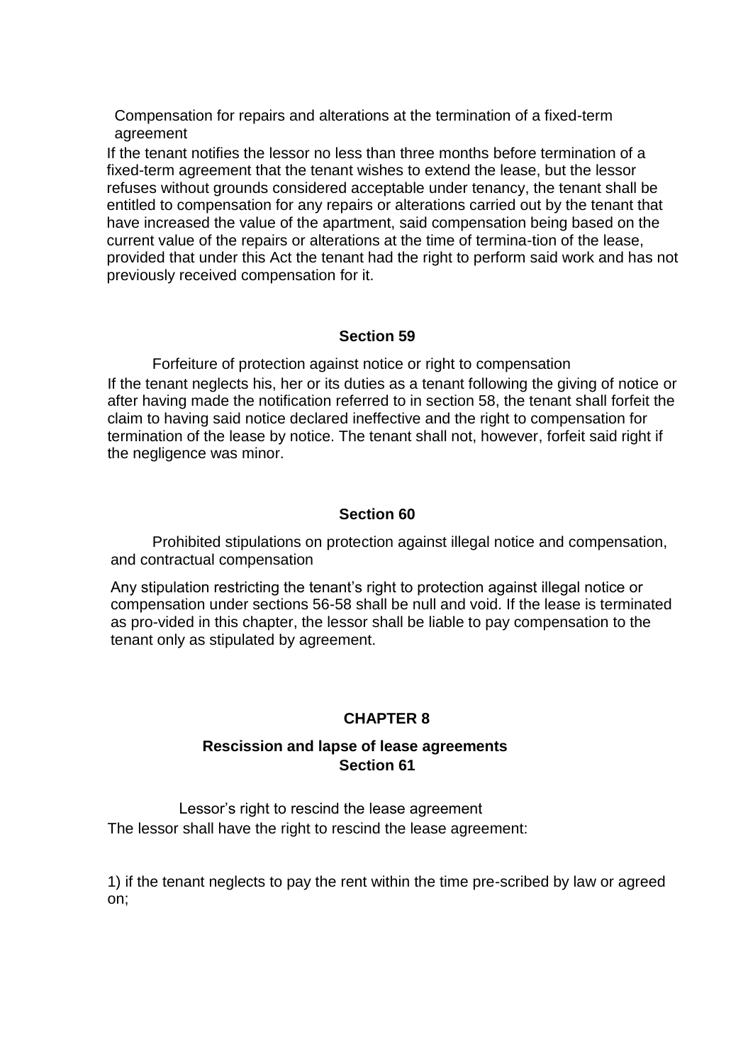Compensation for repairs and alterations at the termination of a fixed-term agreement

If the tenant notifies the lessor no less than three months before termination of a fixed-term agreement that the tenant wishes to extend the lease, but the lessor refuses without grounds considered acceptable under tenancy, the tenant shall be entitled to compensation for any repairs or alterations carried out by the tenant that have increased the value of the apartment, said compensation being based on the current value of the repairs or alterations at the time of termina-tion of the lease, provided that under this Act the tenant had the right to perform said work and has not previously received compensation for it.

### Section 59

Forfeiture of protection against notice or right to compensation

If the tenant neglects his, her or its duties as a tenant following the giving of notice or after having made the notification referred to in section 58, the tenant shall forfeit the claim to having said notice declared ineffective and the right to compensation for termination of the lease by notice. The tenant shall not, however, forfeit said right if the negligence was minor.

### Section 60

Prohibited stipulations on protection against illegal notice and compensation, and contractual compensation

Any stipulation restricting the tenant's right to protection against illegal notice or compensation under sections 56-58 shall be null and void. If the lease is terminated as pro-vided in this chapter, the lessor shall be liable to pay compensation to the tenant only as stipulated by agreement.

## CHAPTER 8

## Rescission and lapse of lease agreements

### Section 61

Lessor's right to rescind the lease agreement

The lessor shall have the right to rescind the lease agreement:

1) if the tenant neglects to pay the rent within the time pre-scribed by law or agreed on;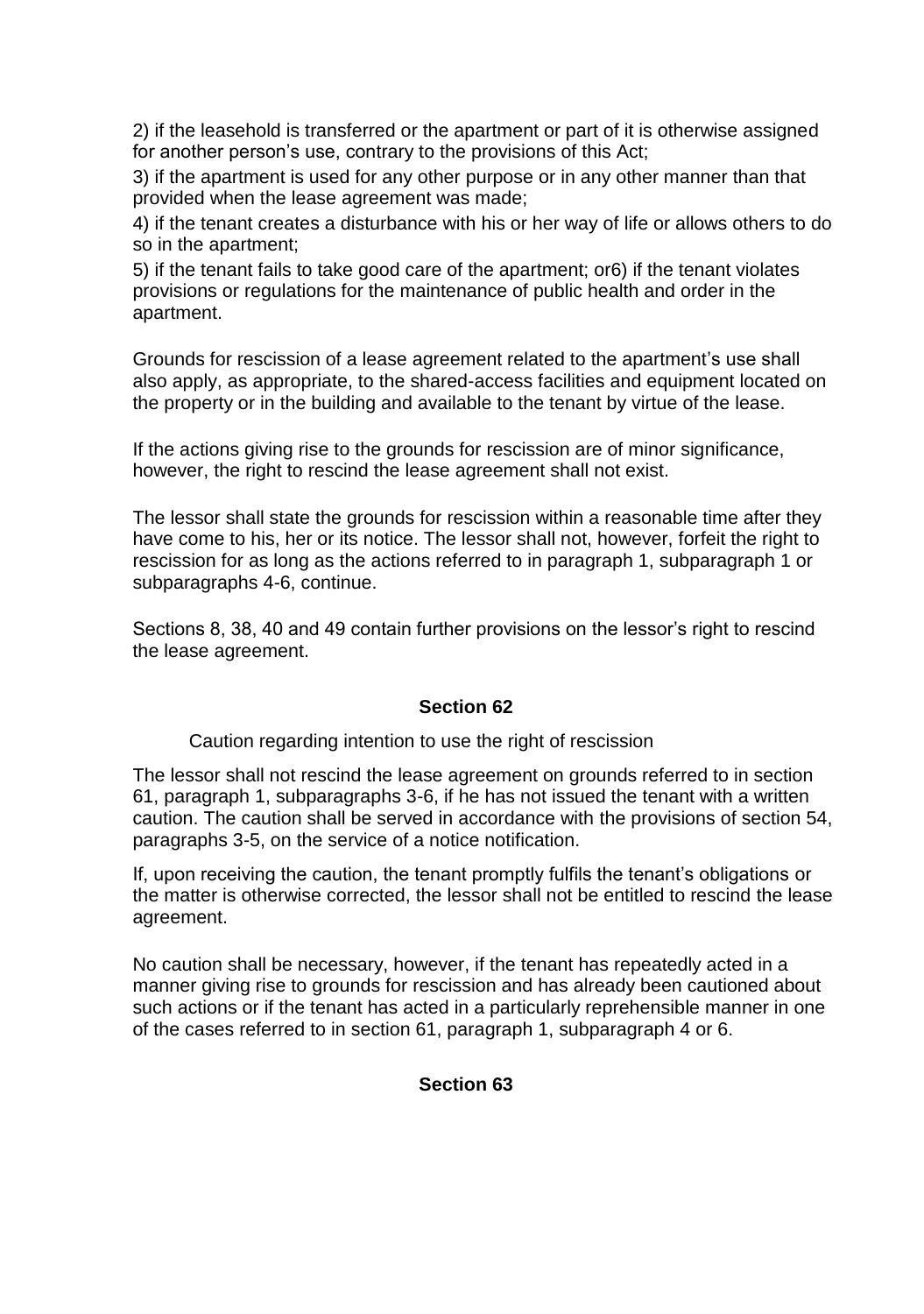2) if the leasehold is transferred or the apartment or part of it is otherwise assigned for another person's use, contrary to the provisions of this Act;

3) if the apartment is used for any other purpose or in any other manner than that provided when the lease agreement was made;

4) if the tenant creates a disturbance with his or her way of life or allows others to do so in the apartment;

5) if the tenant fails to take good care of the apartment; or6) if the tenant violates provisions or regulations for the maintenance of public health and order in the apartment.

Grounds for rescission of a lease agreement related to the apartment's use shall also apply, as appropriate, to the shared-access facilities and equipment located on the property or in the building and available to the tenant by virtue of the lease.

If the actions giving rise to the grounds for rescission are of minor significance, however, the right to rescind the lease agreement shall not exist.

The lessor shall state the grounds for rescission within a reasonable time after they have come to his, her or its notice. The lessor shall not, however, forfeit the right to rescission for as long as the actions referred to in paragraph 1, subparagraph 1 or subparagraphs 4-6, continue.

Sections 8, 38, 40 and 49 contain further provisions on the lessor's right to rescind the lease agreement.

**Section 62**

Caution regarding intention to use the right of rescission

The lessor shall not rescind the lease agreement on grounds referred to in section 61, paragraph 1, subparagraphs 3-6, if he has not issued the tenant with a written caution. The caution shall be served in accordance with the provisions of section 54, paragraphs 3-5, on the service of a notice notification.

If, upon receiving the caution, the tenant promptly fulfils the tenant's obligations or the matter is otherwise corrected, the lessor shall not be entitled to rescind the lease agreement.

No caution shall be necessary, however, if the tenant has repeatedly acted in a manner giving rise to grounds for rescission and has already been cautioned about such actions or if the tenant has acted in a particularly reprehensible manner in one of the cases referred to in section 61, paragraph 1, subparagraph 4 or 6.

**Section 63**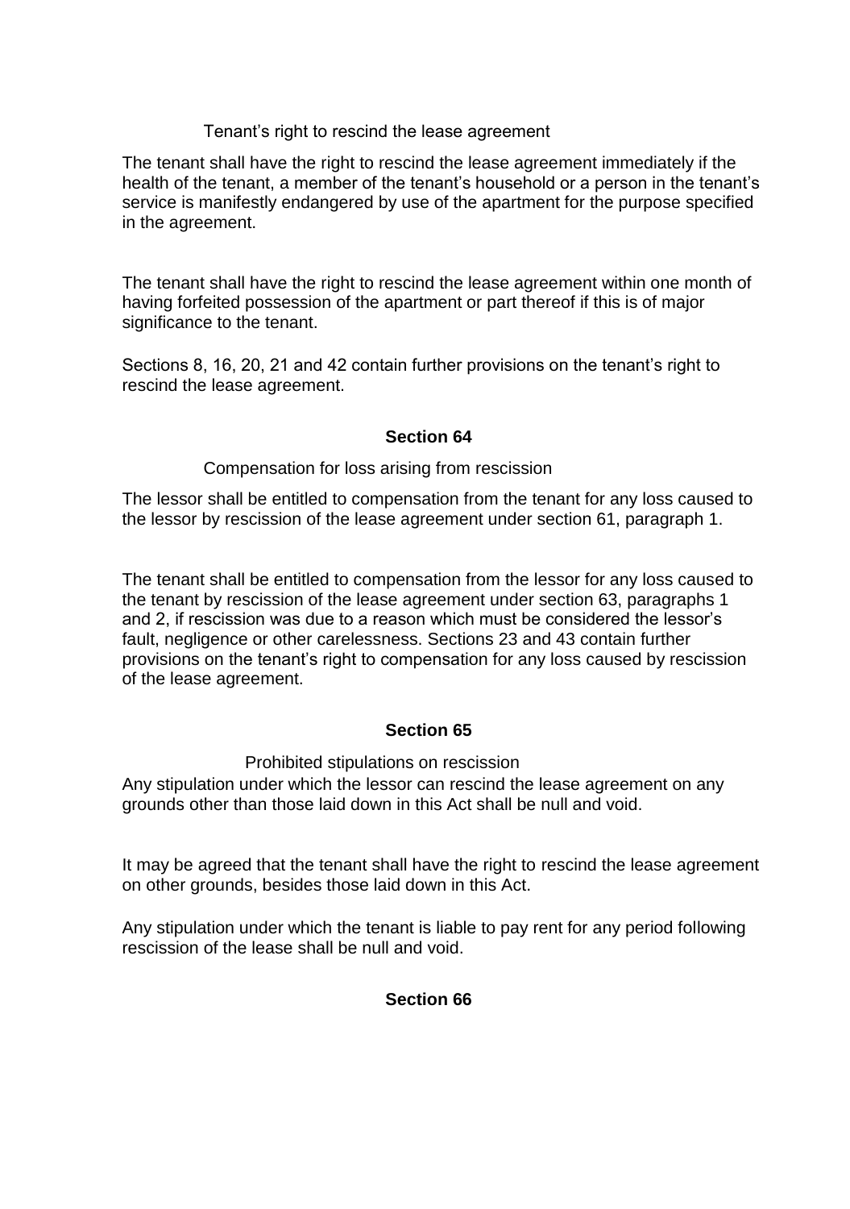Tenant’s right to rescind the lease agreement

The tenant shall have the right to rescind the lease agreement immediately if the health of the tenant, a member of the tenant’s household or a person in the tenant’s service is manifestly endangered by use of the apartment for the purpose specified in the agreement.

The tenant shall have the right to rescind the lease agreement within one month of having forfeited possession of the apartment or part thereof if this is of major significance to the tenant.

Sections 8, 16, 20, 21 and 42 contain further provisions on the tenant’s right to rescind the lease agreement.

## Section 64

Compensation for loss arising from rescission

The lessor shall be entitled to compensation from the tenant for any loss caused to the lessor by rescission of the lease agreement under section 61, paragraph 1.

The tenant shall be entitled to compensation from the lessor for any loss caused to the tenant by rescission of the lease agreement under section 63, paragraphs 1 and 2, if rescission was due to a reason which must be considered the lessor’s fault, negligence or other carelessness. Sections 23 and 43 contain further provisions on the tenant’s right to compensation for any loss caused by rescission of the lease agreement.

## Section 65

Prohibited stipulations on rescission

Any stipulation under which the lessor can rescind the lease agreement on any grounds other than those laid down in this Act shall be null and void.

It may be agreed that the tenant shall have the right to rescind the lease agreement on other grounds, besides those laid down in this Act.

Any stipulation under which the tenant is liable to pay rent for any period following rescission of the lease shall be null and void.

## Section 66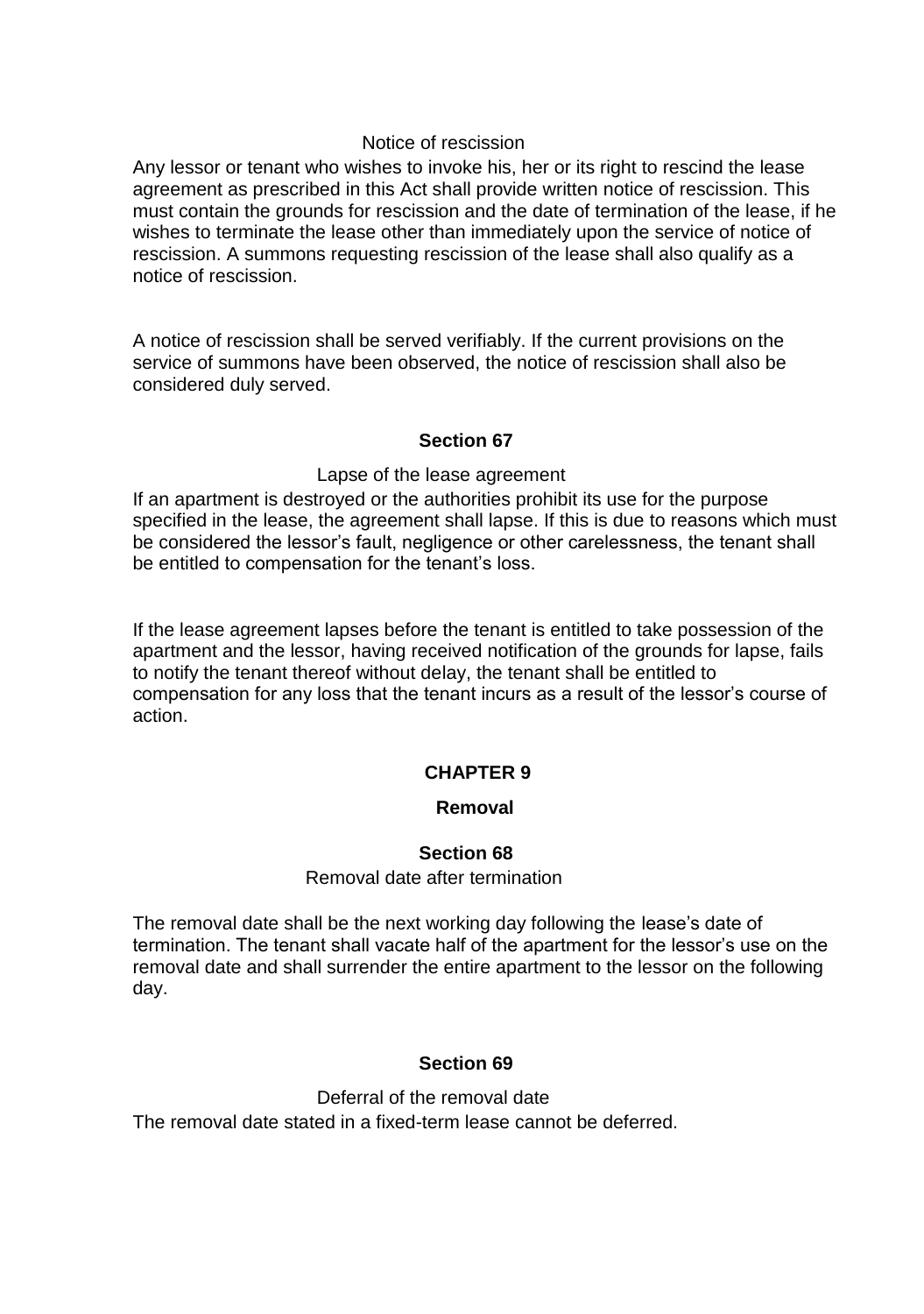Notice of rescission

Any lessor or tenant who wishes to invoke his, her or its right to rescind the lease agreement as prescribed in this Act shall provide written notice of rescission. This must contain the grounds for rescission and the date of termination of the lease, if he wishes to terminate the lease other than immediately upon the service of notice of rescission. A summons requesting rescission of the lease shall also qualify as a notice of rescission.

A notice of rescission shall be served verifiably. If the current provisions on the service of summons have been observed, the notice of rescission shall also be considered duly served.

**Section 67**

Lapse of the lease agreement

If an apartment is destroyed or the authorities prohibit its use for the purpose specified in the lease, the agreement shall lapse. If this is due to reasons which must be considered the lessor's fault, negligence or other carelessness, the tenant shall be entitled to compensation for the tenant's loss.

If the lease agreement lapses before the tenant is entitled to take possession of the apartment and the lessor, having received notification of the grounds for lapse, fails to notify the tenant thereof without delay, the tenant shall be entitled to compensation for any loss that the tenant incurs as a result of the lessor's course of action.

## CHAPTER 9

## Removal

**Section 68**

Removal date after termination

The removal date shall be the next working day following the lease's date of termination. The tenant shall vacate half of the apartment for the lessor's use on the removal date and shall surrender the entire apartment to the lessor on the following day.

**Section 69**

Deferral of the removal date

The removal date stated in a fixed-term lease cannot be deferred.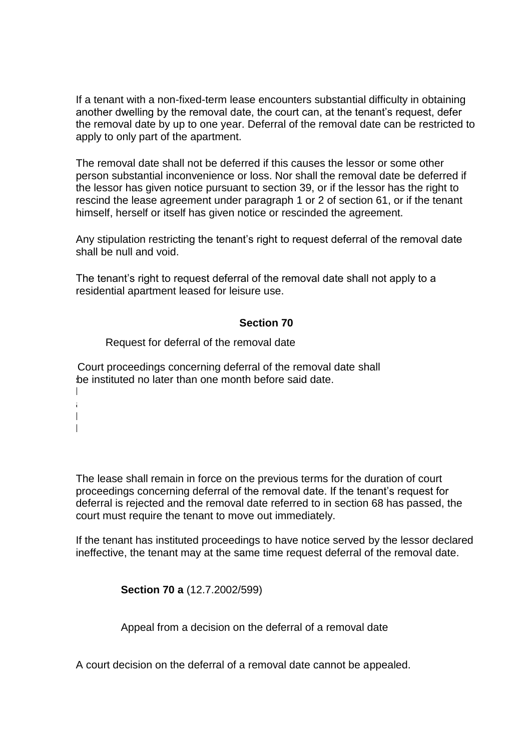If a tenant with a non-fixed-term lease encounters substantial difficulty in obtaining another dwelling by the removal date, the court can, at the tenant's request, defer the removal date by up to one year. Deferral of the removal date can be restricted to apply to only part of the apartment.

The removal date shall not be deferred if this causes the lessor or some other person substantial inconvenience or loss. Nor shall the removal date be deferred if the lessor has given notice pursuant to section 39, or if the lessor has the right to rescind the lease agreement under paragraph 1 or 2 of section 61, or if the tenant himself, herself or itself has given notice or rescinded the agreement.

Any stipulation restricting the tenant's right to request deferral of the removal date shall be null and void.

The tenant's right to request deferral of the removal date shall not apply to a residential apartment leased for leisure use.

### Section 70

Request for deferral of the removal date

Court proceedings concerning deferral of the removal date shall be instituted no later than one month before said date.

The lease shall remain in force on the previous terms for the duration of court proceedings concerning deferral of the removal date. If the tenant's request for deferral is rejected and the removal date referred to in section 68 has passed, the court must require the tenant to move out immediately.

If the tenant has instituted proceedings to have notice served by the lessor declared ineffective, the tenant may at the same time request deferral of the removal date.

### Section 70 a (12.7.2002/599)

Appeal from a decision on the deferral of a removal date

A court decision on the deferral of a removal date cannot be appealed.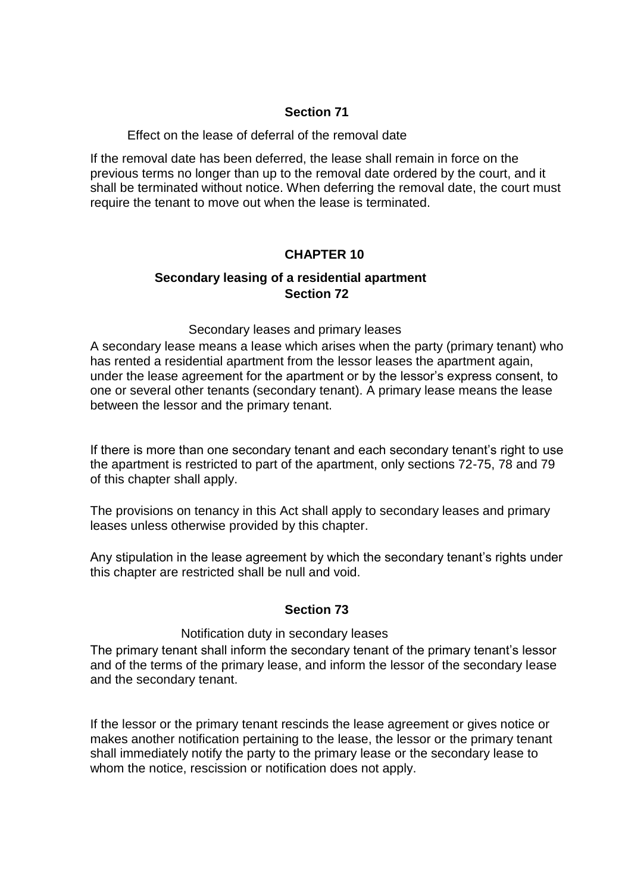### Section 71

Effect on the lease of deferral of the removal date

If the removal date has been deferred, the lease shall remain in force on the previous terms no longer than up to the removal date ordered by the court, and it shall be terminated without notice. When deferring the removal date, the court must require the tenant to move out when the lease is terminated.

## CHAPTER 10

### Secondary leasing of a residential apartment

### Section 72

Secondary leases and primary leases

A secondary lease means a lease which arises when the party (primary tenant) who has rented a residential apartment from the lessor leases the apartment again, under the lease agreement for the apartment or by the lessor's express consent, to one or several other tenants (secondary tenant). A primary lease means the lease between the lessor and the primary tenant.

If there is more than one secondary tenant and each secondary tenant's right to use the apartment is restricted to part of the apartment, only sections 72-75, 78 and 79 of this chapter shall apply.

The provisions on tenancy in this Act shall apply to secondary leases and primary leases unless otherwise provided by this chapter.

Any stipulation in the lease agreement by which the secondary tenant's rights under this chapter are restricted shall be null and void.

### Section 73

Notification duty in secondary leases

The primary tenant shall inform the secondary tenant of the primary tenant's lessor and of the terms of the primary lease, and inform the lessor of the secondary lease and the secondary tenant.

If the lessor or the primary tenant rescinds the lease agreement or gives notice or makes another notification pertaining to the lease, the lessor or the primary tenant shall immediately notify the party to the primary lease or the secondary lease to whom the notice, rescission or notification does not apply.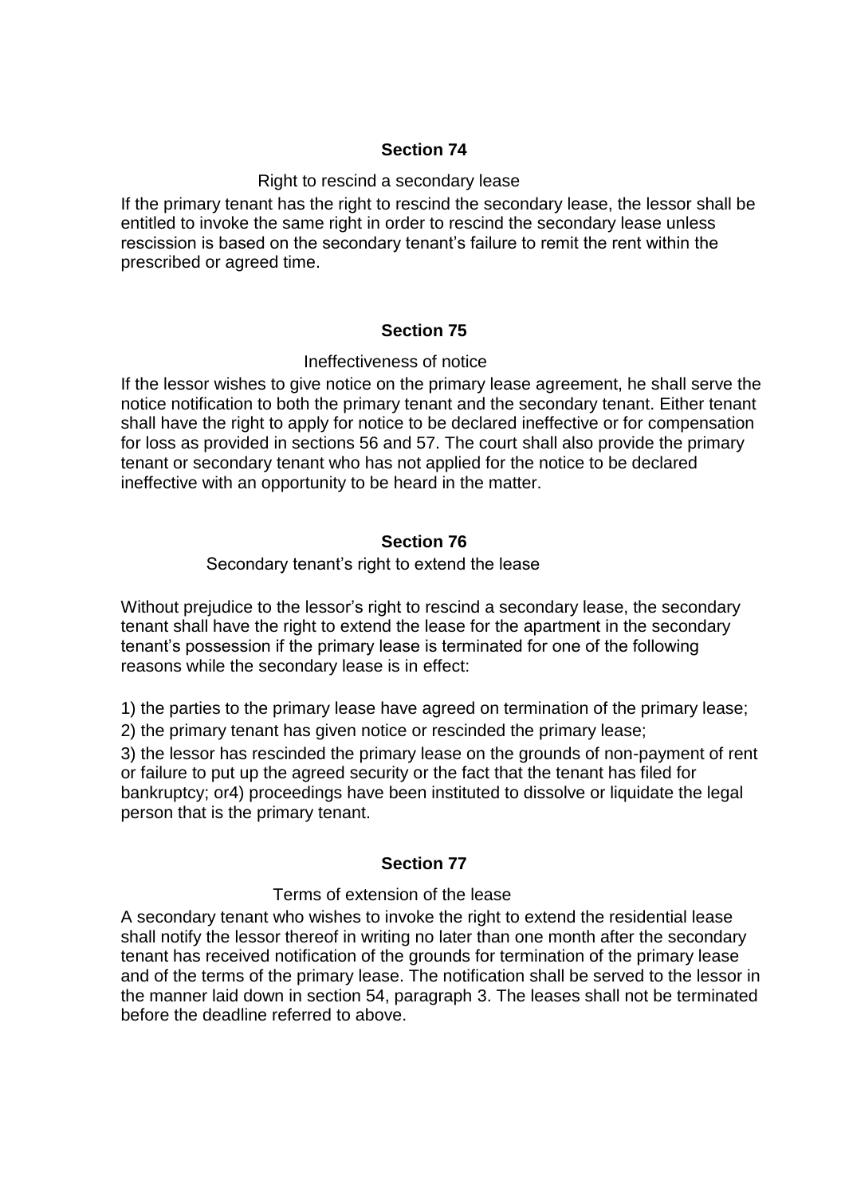## Section 74

Right to rescind a secondary lease

If the primary tenant has the right to rescind the secondary lease, the lessor shall be entitled to invoke the same right in order to rescind the secondary lease unless rescission is based on the secondary tenant's failure to remit the rent within the prescribed or agreed time.

## Section 75

Ineffectiveness of notice

If the lessor wishes to give notice on the primary lease agreement, he shall serve the notice notification to both the primary tenant and the secondary tenant. Either tenant shall have the right to apply for notice to be declared ineffective or for compensation for loss as provided in sections 56 and 57. The court shall also provide the primary tenant or secondary tenant who has not applied for the notice to be declared ineffective with an opportunity to be heard in the matter.

## Section 76

Secondary tenant's right to extend the lease

Without prejudice to the lessor's right to rescind a secondary lease, the secondary tenant shall have the right to extend the lease for the apartment in the secondary tenant's possession if the primary lease is terminated for one of the following reasons while the secondary lease is in effect:

1) the parties to the primary lease have agreed on termination of the primary lease;

2) the primary tenant has given notice or rescinded the primary lease;

3) the lessor has rescinded the primary lease on the grounds of non-payment of rent or failure to put up the agreed security or the fact that the tenant has filed for bankruptcy; or4) proceedings have been instituted to dissolve or liquidate the legal person that is the primary tenant.

## Section 77

Terms of extension of the lease

A secondary tenant who wishes to invoke the right to extend the residential lease shall notify the lessor thereof in writing no later than one month after the secondary tenant has received notification of the grounds for termination of the primary lease and of the terms of the primary lease. The notification shall be served to the lessor in the manner laid down in section 54, paragraph 3. The leases shall not be terminated before the deadline referred to above.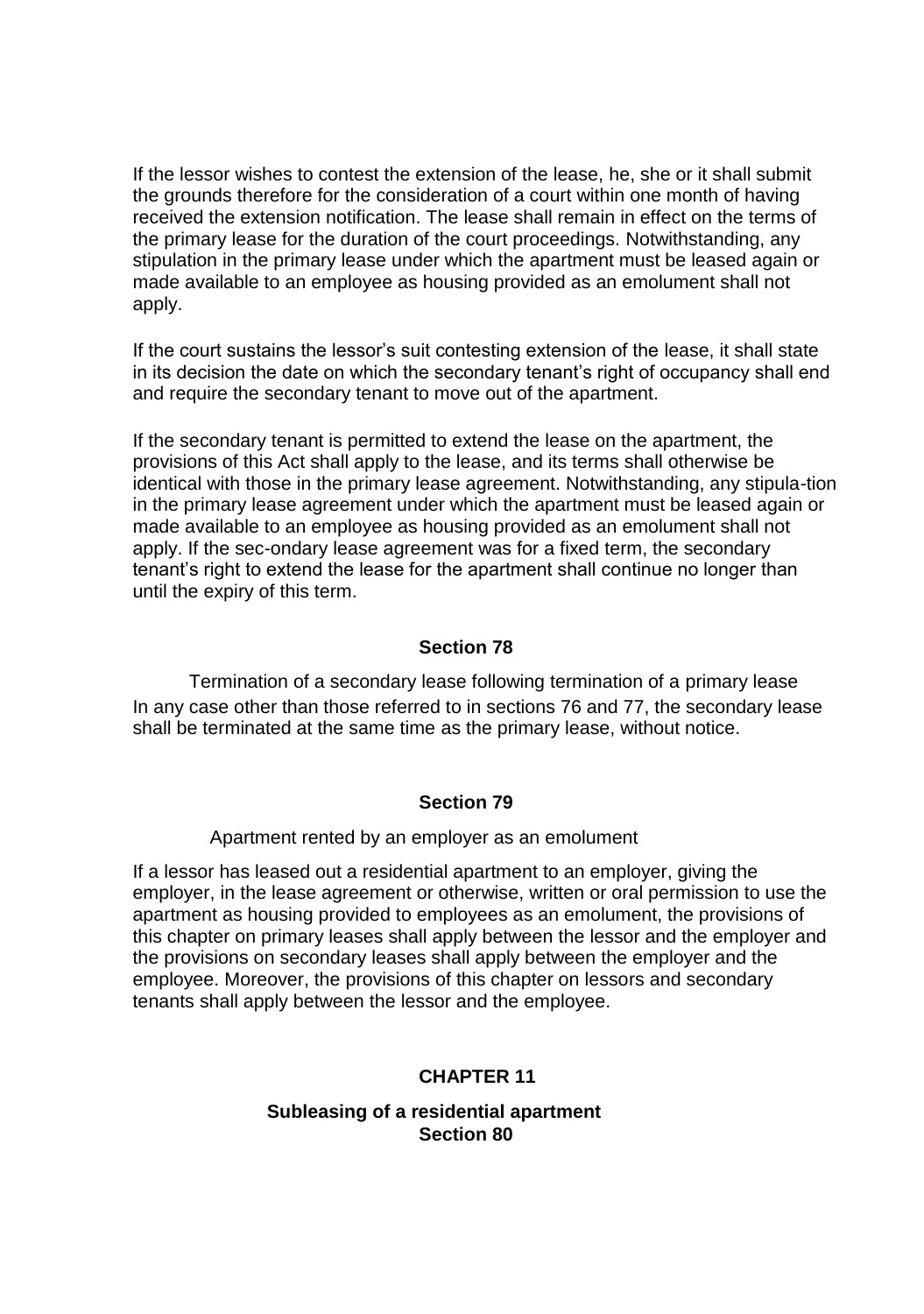If the lessor wishes to contest the extension of the lease, he, she or it shall submit the grounds therefore for the consideration of a court within one month of having received the extension notification. The lease shall remain in effect on the terms of the primary lease for the duration of the court proceedings. Notwithstanding, any stipulation in the primary lease under which the apartment must be leased again or made available to an employee as housing provided as an emolument shall not apply.

If the court sustains the lessor's suit contesting extension of the lease, it shall state in its decision the date on which the secondary tenant's right of occupancy shall end and require the secondary tenant to move out of the apartment.

If the secondary tenant is permitted to extend the lease on the apartment, the provisions of this Act shall apply to the lease, and its terms shall otherwise be identical with those in the primary lease agreement. Notwithstanding, any stipula-tion in the primary lease agreement under which the apartment must be leased again or made available to an employee as housing provided as an emolument shall not apply. If the sec-ondary lease agreement was for a fixed term, the secondary tenant's right to extend the lease for the apartment shall continue no longer than until the expiry of this term.

### Section 78

Termination of a secondary lease following termination of a primary lease

In any case other than those referred to in sections 76 and 77, the secondary lease shall be terminated at the same time as the primary lease, without notice.

### Section 79

Apartment rented by an employer as an emolument

If a lessor has leased out a residential apartment to an employer, giving the employer, in the lease agreement or otherwise, written or oral permission to use the apartment as housing provided to employees as an emolument, the provisions of this chapter on primary leases shall apply between the lessor and the employer and the provisions on secondary leases shall apply between the employer and the employee. Moreover, the provisions of this chapter on lessors and secondary tenants shall apply between the lessor and the employee.

## CHAPTER 11

### Subleasing of a residential apartment

### Section 80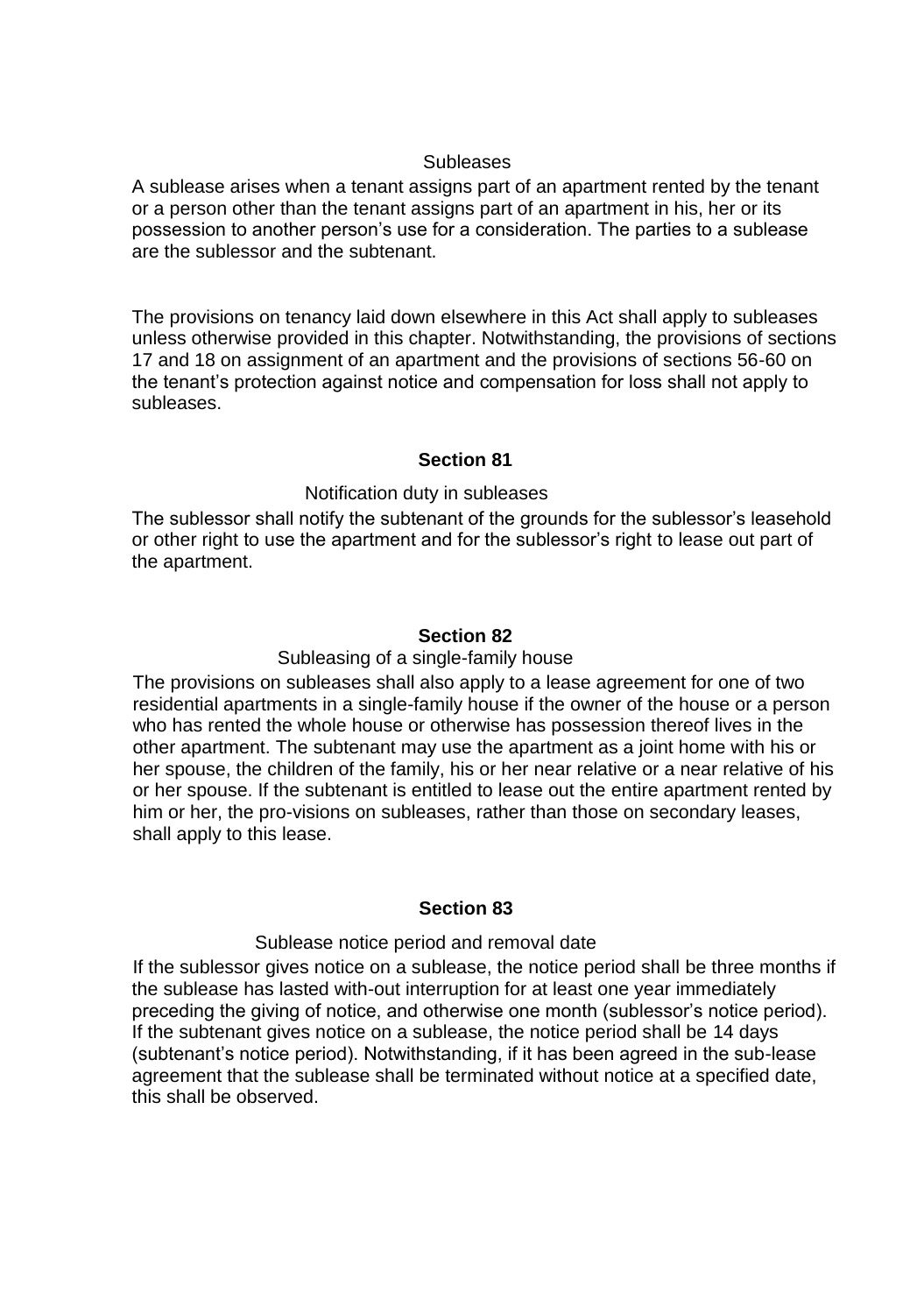Subleases

A sublease arises when a tenant assigns part of an apartment rented by the tenant or a person other than the tenant assigns part of an apartment in his, her or its possession to another person's use for a consideration. The parties to a sublease are the sublessor and the subtenant.

The provisions on tenancy laid down elsewhere in this Act shall apply to subleases unless otherwise provided in this chapter. Notwithstanding, the provisions of sections 17 and 18 on assignment of an apartment and the provisions of sections 56-60 on the tenant's protection against notice and compensation for loss shall not apply to subleases.

**Section 81**

Notification duty in subleases

The sublessor shall notify the subtenant of the grounds for the sublessor's leasehold or other right to use the apartment and for the sublessor's right to lease out part of the apartment.

**Section 82**

Subleasing of a single-family house

The provisions on subleases shall also apply to a lease agreement for one of two residential apartments in a single-family house if the owner of the house or a person who has rented the whole house or otherwise has possession thereof lives in the other apartment. The subtenant may use the apartment as a joint home with his or her spouse, the children of the family, his or her near relative or a near relative of his or her spouse. If the subtenant is entitled to lease out the entire apartment rented by him or her, the pro-visions on subleases, rather than those on secondary leases, shall apply to this lease.

**Section 83**

Sublease notice period and removal date

If the sublessor gives notice on a sublease, the notice period shall be three months if the sublease has lasted with-out interruption for at least one year immediately preceding the giving of notice, and otherwise one month (sublessor's notice period). If the subtenant gives notice on a sublease, the notice period shall be 14 days (subtenant's notice period). Notwithstanding, if it has been agreed in the sub-lease agreement that the sublease shall be terminated without notice at a specified date, this shall be observed.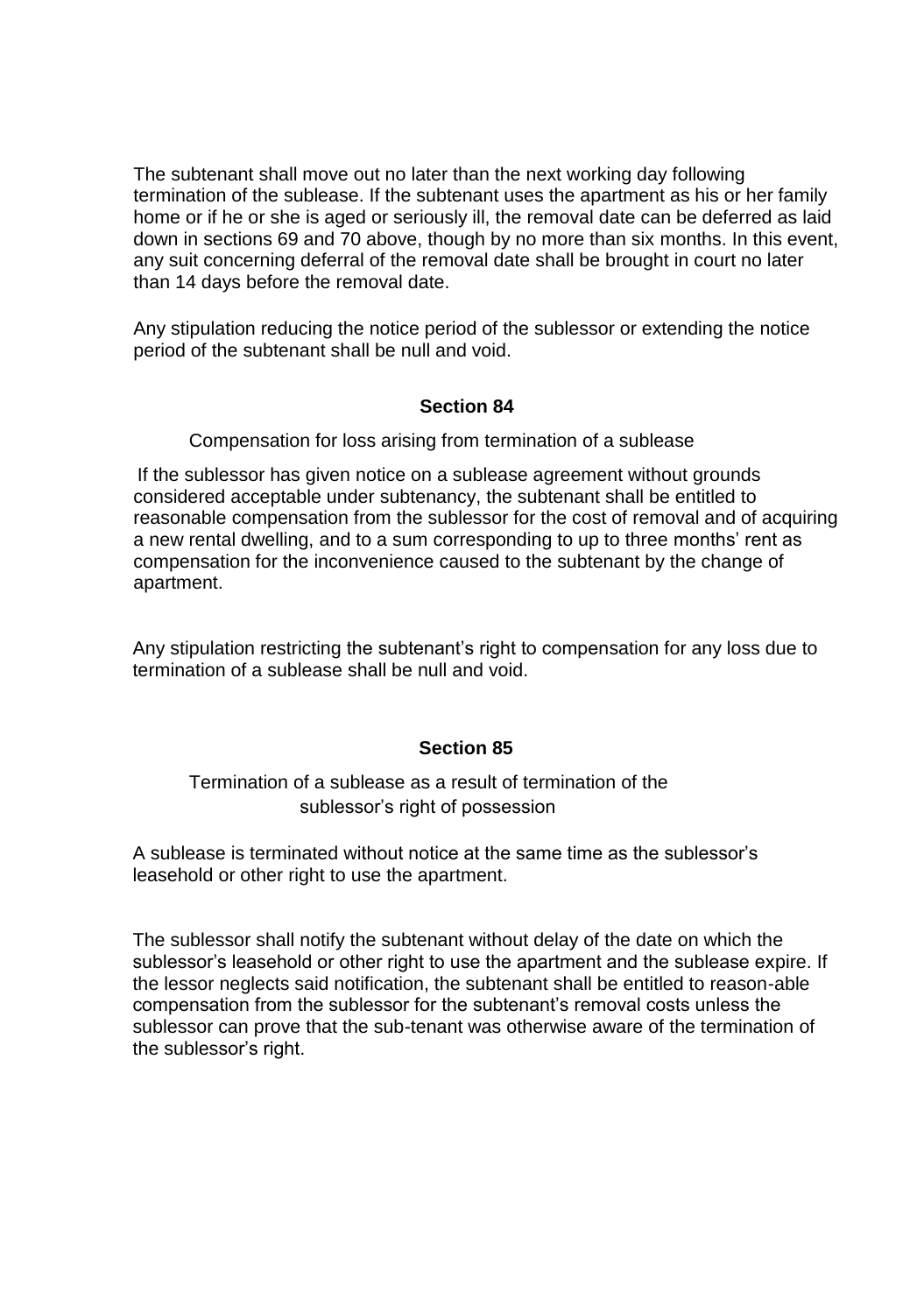The subtenant shall move out no later than the next working day following termination of the sublease. If the subtenant uses the apartment as his or her family home or if he or she is aged or seriously ill, the removal date can be deferred as laid down in sections 69 and 70 above, though by no more than six months. In this event, any suit concerning deferral of the removal date shall be brought in court no later than 14 days before the removal date.

Any stipulation reducing the notice period of the sublessor or extending the notice period of the subtenant shall be null and void.

### Section 84

Compensation for loss arising from termination of a sublease

If the sublessor has given notice on a sublease agreement without grounds considered acceptable under subtenancy, the subtenant shall be entitled to reasonable compensation from the sublessor for the cost of removal and of acquiring a new rental dwelling, and to a sum corresponding to up to three months' rent as compensation for the inconvenience caused to the subtenant by the change of apartment.

Any stipulation restricting the subtenant's right to compensation for any loss due to termination of a sublease shall be null and void.

### Section 85

Termination of a sublease as a result of termination of the sublessor's right of possession

A sublease is terminated without notice at the same time as the sublessor's leasehold or other right to use the apartment.

The sublessor shall notify the subtenant without delay of the date on which the sublessor's leasehold or other right to use the apartment and the sublease expire. If the lessor neglects said notification, the subtenant shall be entitled to reason-able compensation from the sublessor for the subtenant's removal costs unless the sublessor can prove that the sub-tenant was otherwise aware of the termination of the sublessor's right.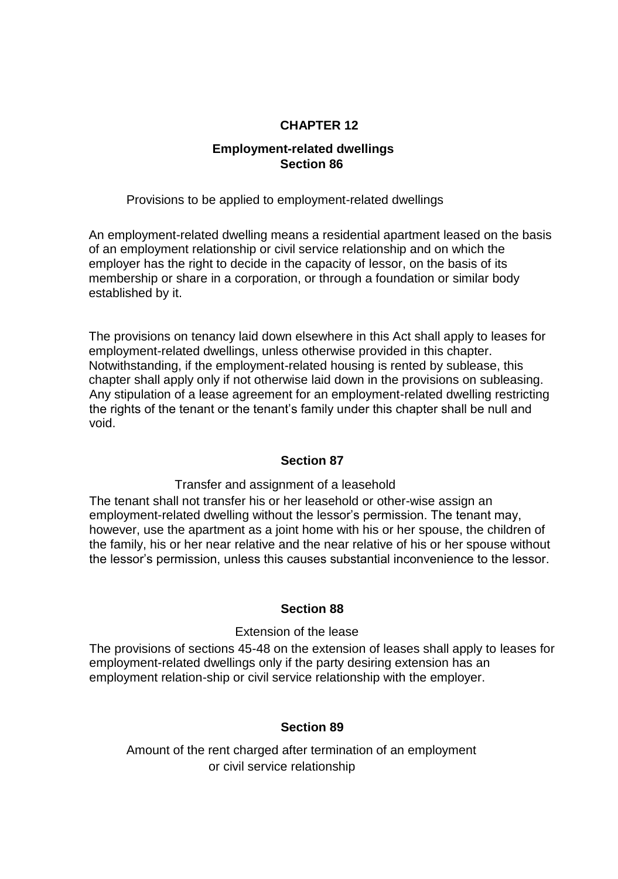## CHAPTER 12

### Employment-related dwellings
### Section 86

Provisions to be applied to employment-related dwellings

An employment-related dwelling means a residential apartment leased on the basis of an employment relationship or civil service relationship and on which the employer has the right to decide in the capacity of lessor, on the basis of its membership or share in a corporation, or through a foundation or similar body established by it.

The provisions on tenancy laid down elsewhere in this Act shall apply to leases for employment-related dwellings, unless otherwise provided in this chapter. Notwithstanding, if the employment-related housing is rented by sublease, this chapter shall apply only if not otherwise laid down in the provisions on subleasing. Any stipulation of a lease agreement for an employment-related dwelling restricting the rights of the tenant or the tenant's family under this chapter shall be null and void.

### Section 87

Transfer and assignment of a leasehold

The tenant shall not transfer his or her leasehold or other-wise assign an employment-related dwelling without the lessor's permission. The tenant may, however, use the apartment as a joint home with his or her spouse, the children of the family, his or her near relative and the near relative of his or her spouse without the lessor's permission, unless this causes substantial inconvenience to the lessor.

### Section 88

Extension of the lease

The provisions of sections 45-48 on the extension of leases shall apply to leases for employment-related dwellings only if the party desiring extension has an employment relation-ship or civil service relationship with the employer.

### Section 89

Amount of the rent charged after termination of an employment or civil service relationship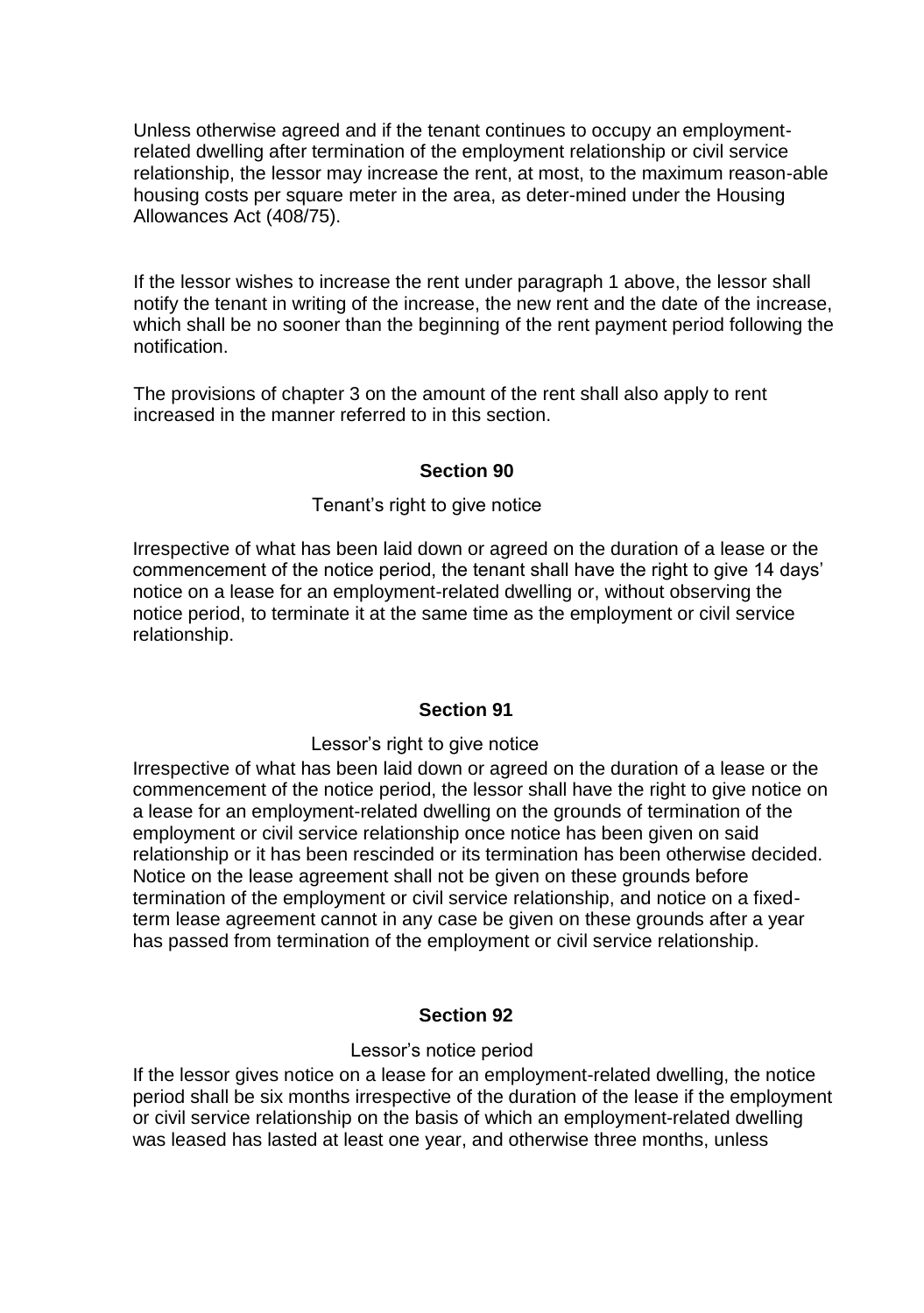Unless otherwise agreed and if the tenant continues to occupy an employment-related dwelling after termination of the employment relationship or civil service relationship, the lessor may increase the rent, at most, to the maximum reason-able housing costs per square meter in the area, as deter-mined under the Housing Allowances Act (408/75).

If the lessor wishes to increase the rent under paragraph 1 above, the lessor shall notify the tenant in writing of the increase, the new rent and the date of the increase, which shall be no sooner than the beginning of the rent payment period following the notification.

The provisions of chapter 3 on the amount of the rent shall also apply to rent increased in the manner referred to in this section.

**Section 90**

Tenant's right to give notice

Irrespective of what has been laid down or agreed on the duration of a lease or the commencement of the notice period, the tenant shall have the right to give 14 days' notice on a lease for an employment-related dwelling or, without observing the notice period, to terminate it at the same time as the employment or civil service relationship.

**Section 91**

Lessor's right to give notice

Irrespective of what has been laid down or agreed on the duration of a lease or the commencement of the notice period, the lessor shall have the right to give notice on a lease for an employment-related dwelling on the grounds of termination of the employment or civil service relationship once notice has been given on said relationship or it has been rescinded or its termination has been otherwise decided. Notice on the lease agreement shall not be given on these grounds before termination of the employment or civil service relationship, and notice on a fixed-term lease agreement cannot in any case be given on these grounds after a year has passed from termination of the employment or civil service relationship.

**Section 92**

Lessor's notice period

If the lessor gives notice on a lease for an employment-related dwelling, the notice period shall be six months irrespective of the duration of the lease if the employment or civil service relationship on the basis of which an employment-related dwelling was leased has lasted at least one year, and otherwise three months, unless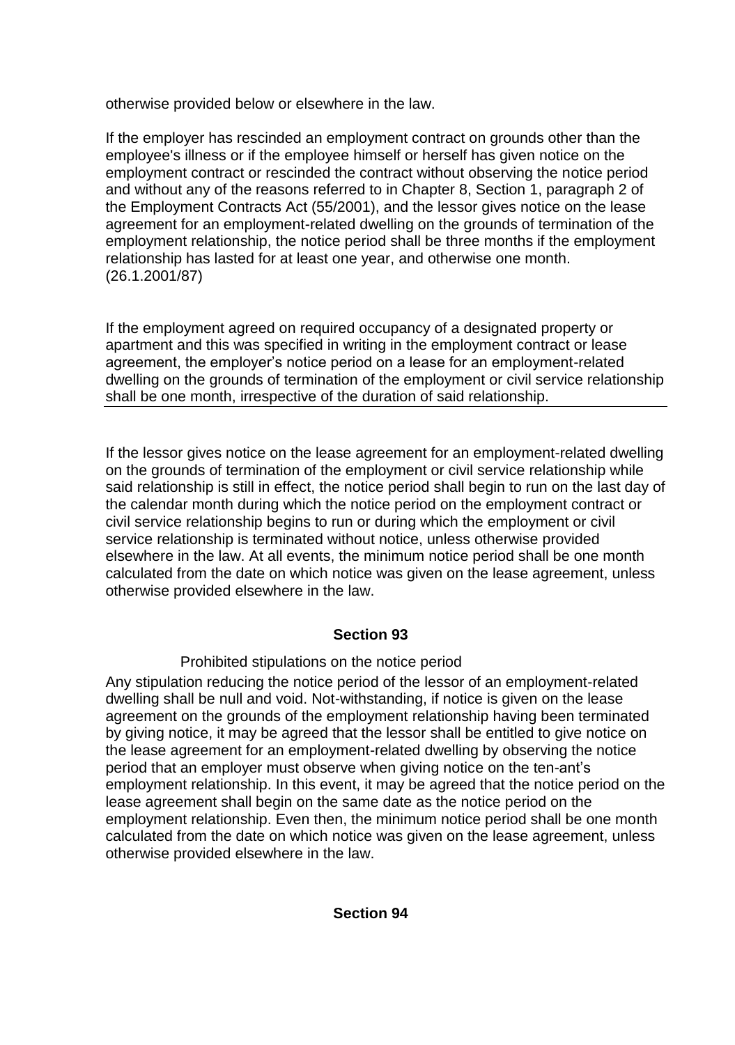otherwise provided below or elsewhere in the law.

If the employer has rescinded an employment contract on grounds other than the employee's illness or if the employee himself or herself has given notice on the employment contract or rescinded the contract without observing the notice period and without any of the reasons referred to in Chapter 8, Section 1, paragraph 2 of the Employment Contracts Act (55/2001), and the lessor gives notice on the lease agreement for an employment-related dwelling on the grounds of termination of the employment relationship, the notice period shall be three months if the employment relationship has lasted for at least one year, and otherwise one month. (26.1.2001/87)

If the employment agreed on required occupancy of a designated property or apartment and this was specified in writing in the employment contract or lease agreement, the employer's notice period on a lease for an employment-related dwelling on the grounds of termination of the employment or civil service relationship shall be one month, irrespective of the duration of said relationship.

If the lessor gives notice on the lease agreement for an employment-related dwelling on the grounds of termination of the employment or civil service relationship while said relationship is still in effect, the notice period shall begin to run on the last day of the calendar month during which the notice period on the employment contract or civil service relationship begins to run or during which the employment or civil service relationship is terminated without notice, unless otherwise provided elsewhere in the law. At all events, the minimum notice period shall be one month calculated from the date on which notice was given on the lease agreement, unless otherwise provided elsewhere in the law.

## Section 93

Prohibited stipulations on the notice period

Any stipulation reducing the notice period of the lessor of an employment-related dwelling shall be null and void. Not-withstanding, if notice is given on the lease agreement on the grounds of the employment relationship having been terminated by giving notice, it may be agreed that the lessor shall be entitled to give notice on the lease agreement for an employment-related dwelling by observing the notice period that an employer must observe when giving notice on the ten-ant's employment relationship. In this event, it may be agreed that the notice period on the lease agreement shall begin on the same date as the notice period on the employment relationship. Even then, the minimum notice period shall be one month calculated from the date on which notice was given on the lease agreement, unless otherwise provided elsewhere in the law.

## Section 94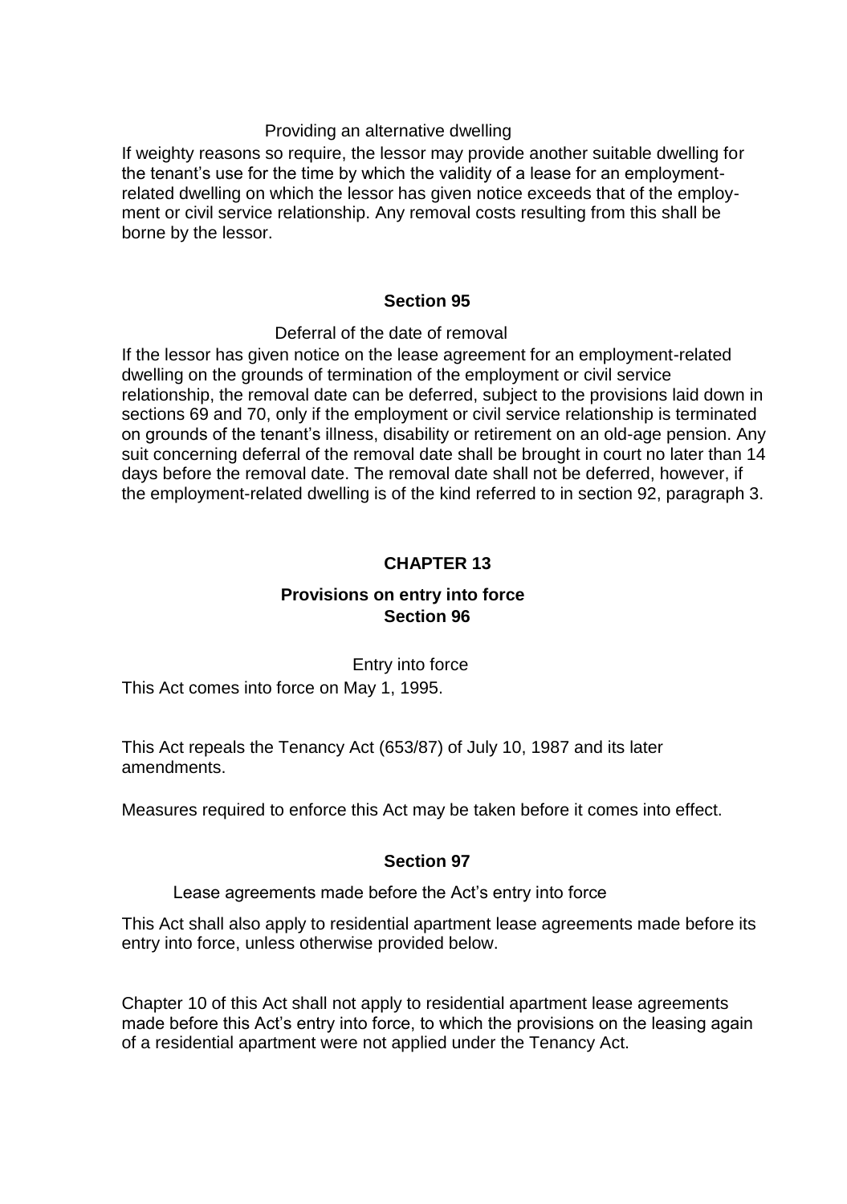Providing an alternative dwelling

If weighty reasons so require, the lessor may provide another suitable dwelling for the tenant's use for the time by which the validity of a lease for an employment-related dwelling on which the lessor has given notice exceeds that of the employment or civil service relationship. Any removal costs resulting from this shall be borne by the lessor.

### Section 95

Deferral of the date of removal

If the lessor has given notice on the lease agreement for an employment-related dwelling on the grounds of termination of the employment or civil service relationship, the removal date can be deferred, subject to the provisions laid down in sections 69 and 70, only if the employment or civil service relationship is terminated on grounds of the tenant's illness, disability or retirement on an old-age pension. Any suit concerning deferral of the removal date shall be brought in court no later than 14 days before the removal date. The removal date shall not be deferred, however, if the employment-related dwelling is of the kind referred to in section 92, paragraph 3.

## CHAPTER 13

## Provisions on entry into force

### Section 96

Entry into force

This Act comes into force on May 1, 1995.

This Act repeals the Tenancy Act (653/87) of July 10, 1987 and its later amendments.

Measures required to enforce this Act may be taken before it comes into effect.

### Section 97

Lease agreements made before the Act's entry into force

This Act shall also apply to residential apartment lease agreements made before its entry into force, unless otherwise provided below.

Chapter 10 of this Act shall not apply to residential apartment lease agreements made before this Act's entry into force, to which the provisions on the leasing again of a residential apartment were not applied under the Tenancy Act.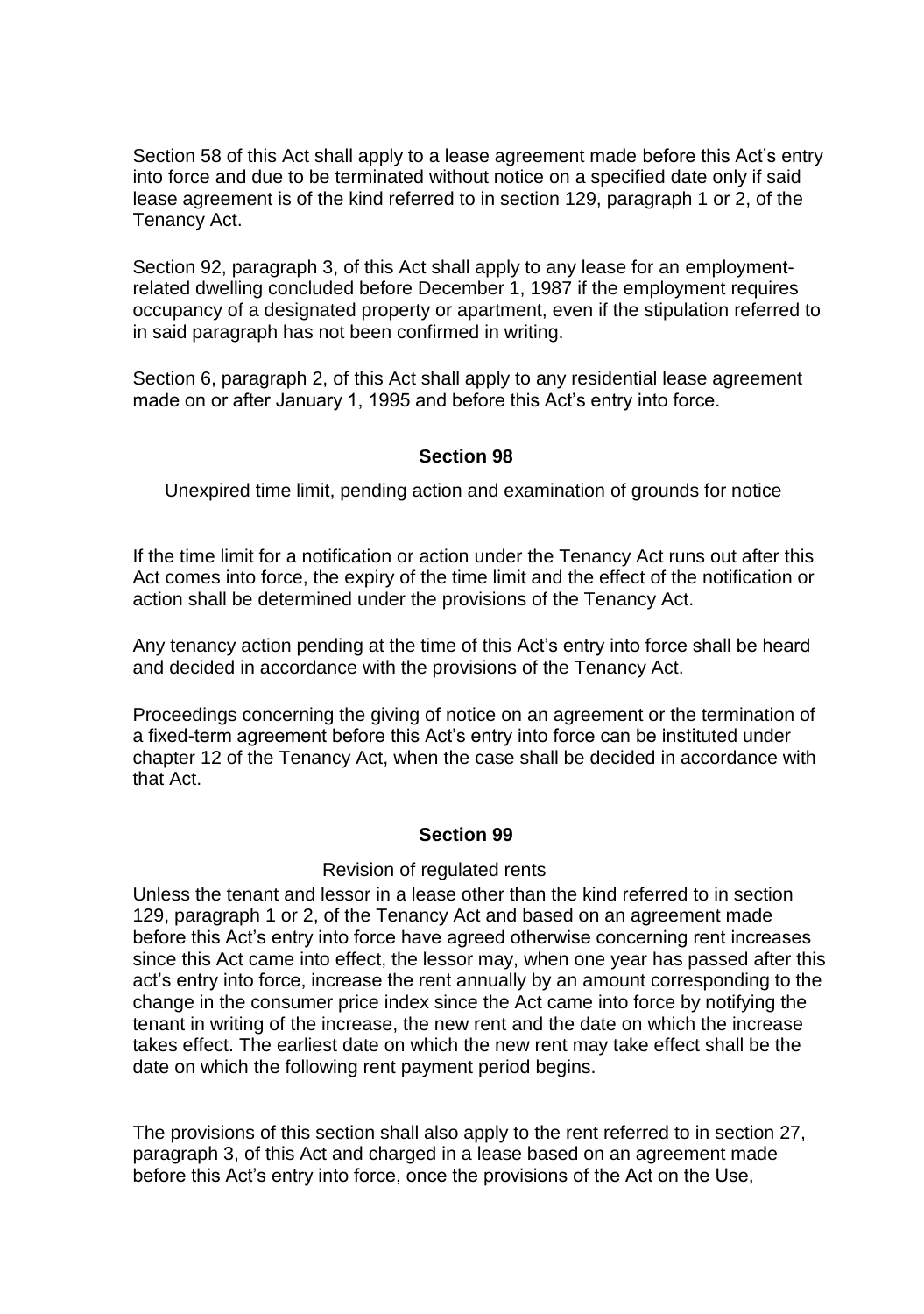Section 58 of this Act shall apply to a lease agreement made before this Act's entry into force and due to be terminated without notice on a specified date only if said lease agreement is of the kind referred to in section 129, paragraph 1 or 2, of the Tenancy Act.

Section 92, paragraph 3, of this Act shall apply to any lease for an employment-related dwelling concluded before December 1, 1987 if the employment requires occupancy of a designated property or apartment, even if the stipulation referred to in said paragraph has not been confirmed in writing.

Section 6, paragraph 2, of this Act shall apply to any residential lease agreement made on or after January 1, 1995 and before this Act's entry into force.

**Section 98**

Unexpired time limit, pending action and examination of grounds for notice

If the time limit for a notification or action under the Tenancy Act runs out after this Act comes into force, the expiry of the time limit and the effect of the notification or action shall be determined under the provisions of the Tenancy Act.

Any tenancy action pending at the time of this Act's entry into force shall be heard and decided in accordance with the provisions of the Tenancy Act.

Proceedings concerning the giving of notice on an agreement or the termination of a fixed-term agreement before this Act's entry into force can be instituted under chapter 12 of the Tenancy Act, when the case shall be decided in accordance with that Act.

**Section 99**

Revision of regulated rents

Unless the tenant and lessor in a lease other than the kind referred to in section 129, paragraph 1 or 2, of the Tenancy Act and based on an agreement made before this Act's entry into force have agreed otherwise concerning rent increases since this Act came into effect, the lessor may, when one year has passed after this act's entry into force, increase the rent annually by an amount corresponding to the change in the consumer price index since the Act came into force by notifying the tenant in writing of the increase, the new rent and the date on which the increase takes effect. The earliest date on which the new rent may take effect shall be the date on which the following rent payment period begins.

The provisions of this section shall also apply to the rent referred to in section 27, paragraph 3, of this Act and charged in a lease based on an agreement made before this Act's entry into force, once the provisions of the Act on the Use,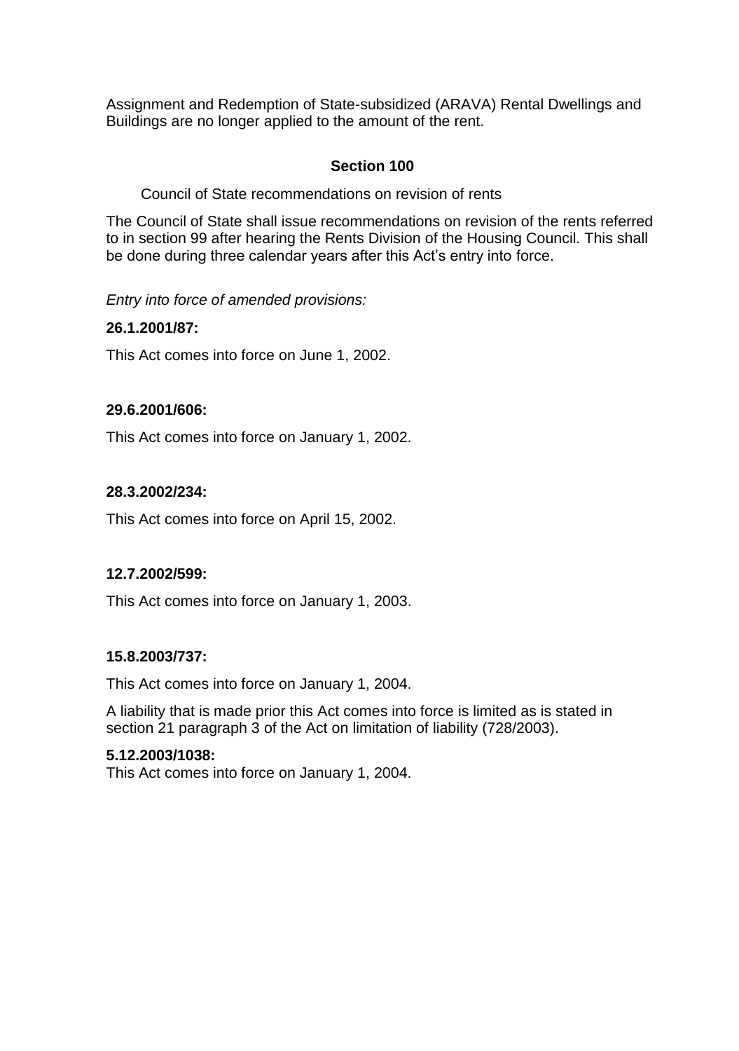Assignment and Redemption of State-subsidized (ARAVA) Rental Dwellings and Buildings are no longer applied to the amount of the rent.

### Section 100

Council of State recommendations on revision of rents

The Council of State shall issue recommendations on revision of the rents referred to in section 99 after hearing the Rents Division of the Housing Council. This shall be done during three calendar years after this Act's entry into force.

*Entry into force of amended provisions:*

**26.1.2001/87:**

This Act comes into force on June 1, 2002.

**29.6.2001/606:**

This Act comes into force on January 1, 2002.

**28.3.2002/234:**

This Act comes into force on April 15, 2002.

**12.7.2002/599:**

This Act comes into force on January 1, 2003.

**15.8.2003/737:**

This Act comes into force on January 1, 2004.

A liability that is made prior this Act comes into force is limited as is stated in section 21 paragraph 3 of the Act on limitation of liability (728/2003).

**5.12.2003/1038:**

This Act comes into force on January 1, 2004.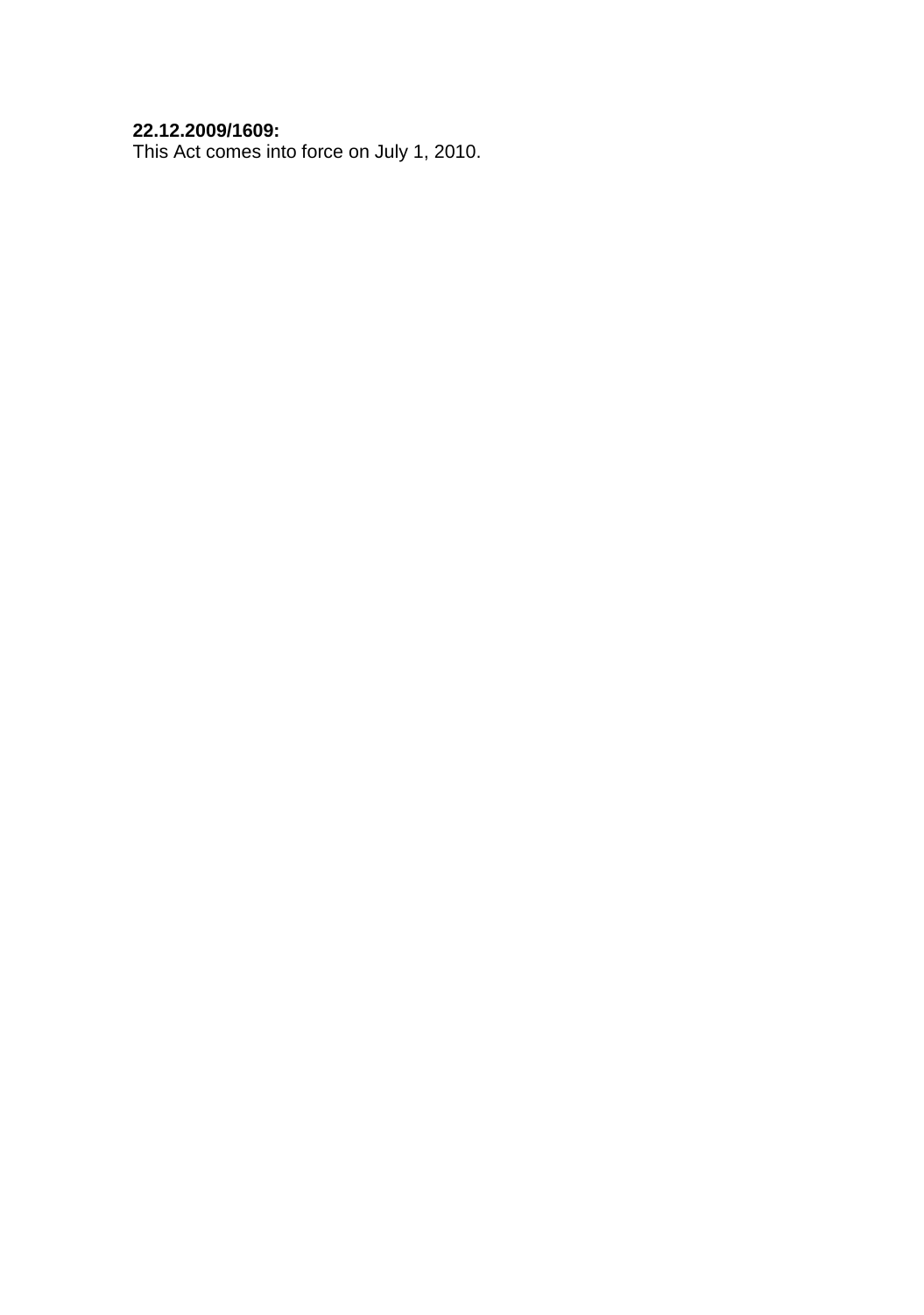**22.12.2009/1609:**
This Act comes into force on July 1, 2010.